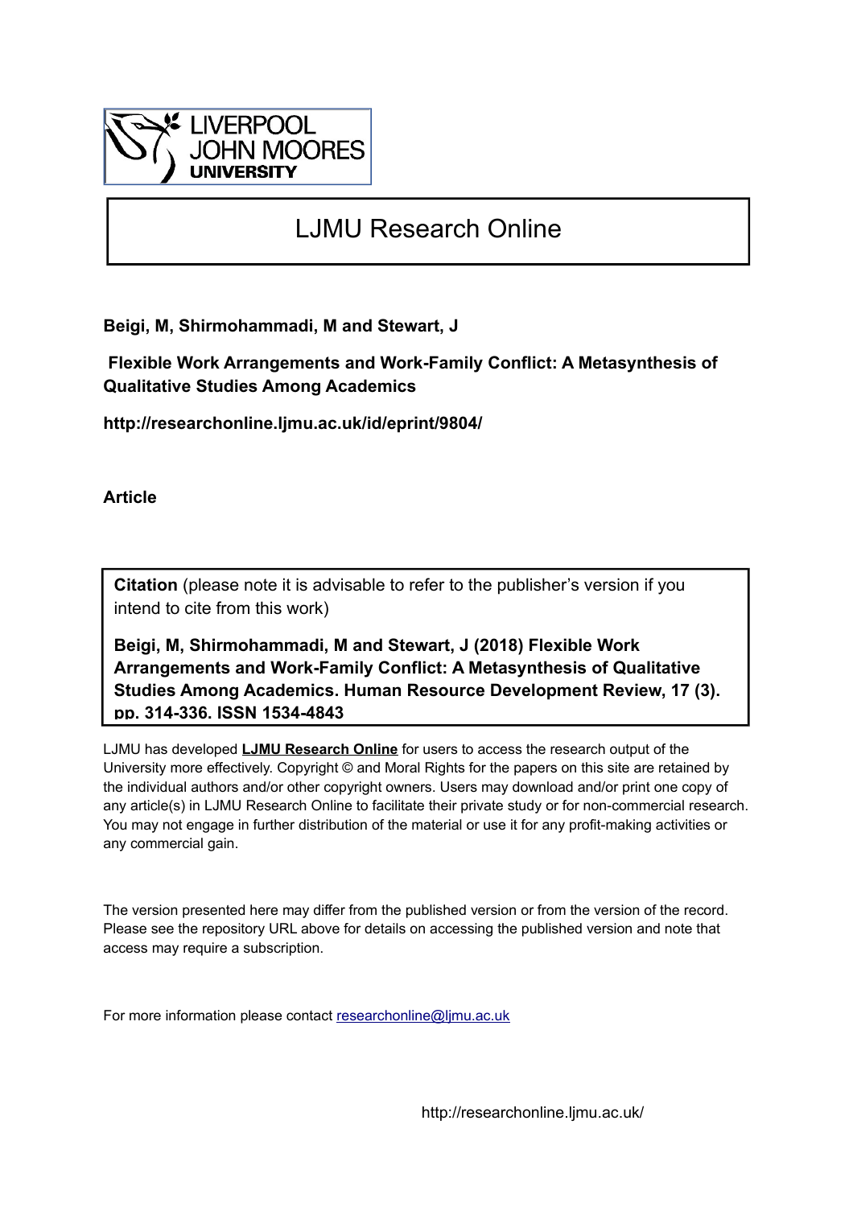LIVERPOOL JOHN MOORES UNIVERSITY

# LJMU Research Online

**Beigi, M, Shirmohammadi, M and Stewart, J**

**Flexible Work Arrangements and Work-Family Conflict: A Metasynthesis of Qualitative Studies Among Academics**

**http://researchonline.ljmu.ac.uk/id/eprint/9804/**

**Article**

**Citation** (please note it is advisable to refer to the publisher's version if you intend to cite from this work)

**Beigi, M, Shirmohammadi, M and Stewart, J (2018) Flexible Work Arrangements and Work-Family Conflict: A Metasynthesis of Qualitative Studies Among Academics. Human Resource Development Review, 17 (3). pp. 314-336. ISSN 1534-4843**

LJMU has developed **LJMU Research Online** for users to access the research output of the University more effectively. Copyright © and Moral Rights for the papers on this site are retained by the individual authors and/or other copyright owners. Users may download and/or print one copy of any article(s) in LJMU Research Online to facilitate their private study or for non-commercial research. You may not engage in further distribution of the material or use it for any profit-making activities or any commercial gain.

The version presented here may differ from the published version or from the version of the record. Please see the repository URL above for details on accessing the published version and note that access may require a subscription.

For more information please contact researchonline@ljmu.ac.uk

http://researchonline.ljmu.ac.uk/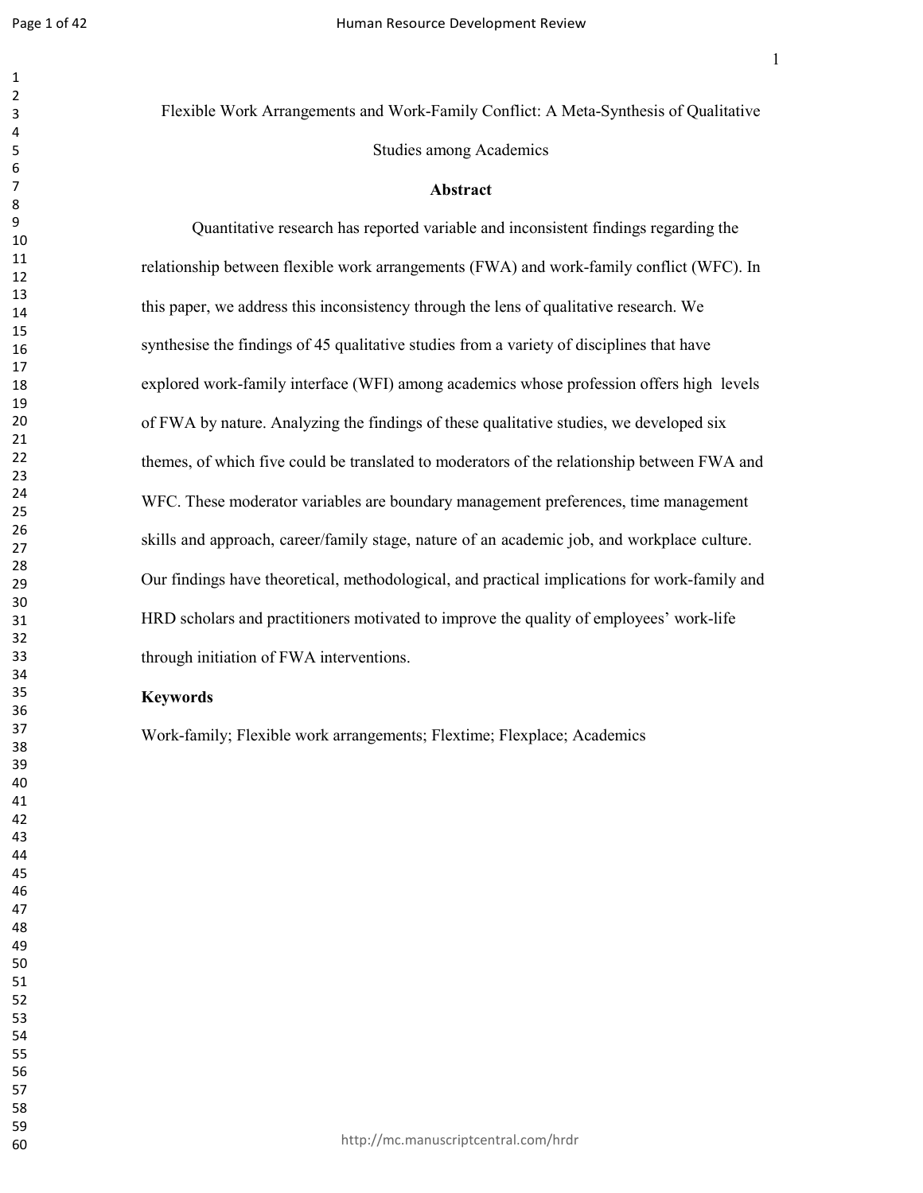# Flexible Work Arrangements and Work-Family Conflict: A Meta-Synthesis of Qualitative Studies among Academics

## Abstract

Quantitative research has reported variable and inconsistent findings regarding the relationship between flexible work arrangements (FWA) and work-family conflict (WFC). In this paper, we address this inconsistency through the lens of qualitative research. We synthesise the findings of 45 qualitative studies from a variety of disciplines that have explored work-family interface (WFI) among academics whose profession offers high levels of FWA by nature. Analyzing the findings of these qualitative studies, we developed six themes, of which five could be translated to moderators of the relationship between FWA and WFC. These moderator variables are boundary management preferences, time management skills and approach, career/family stage, nature of an academic job, and workplace culture. Our findings have theoretical, methodological, and practical implications for work-family and HRD scholars and practitioners motivated to improve the quality of employees' work-life through initiation of FWA interventions.

**Keywords**

Work-family; Flexible work arrangements; Flextime; Flexplace; Academics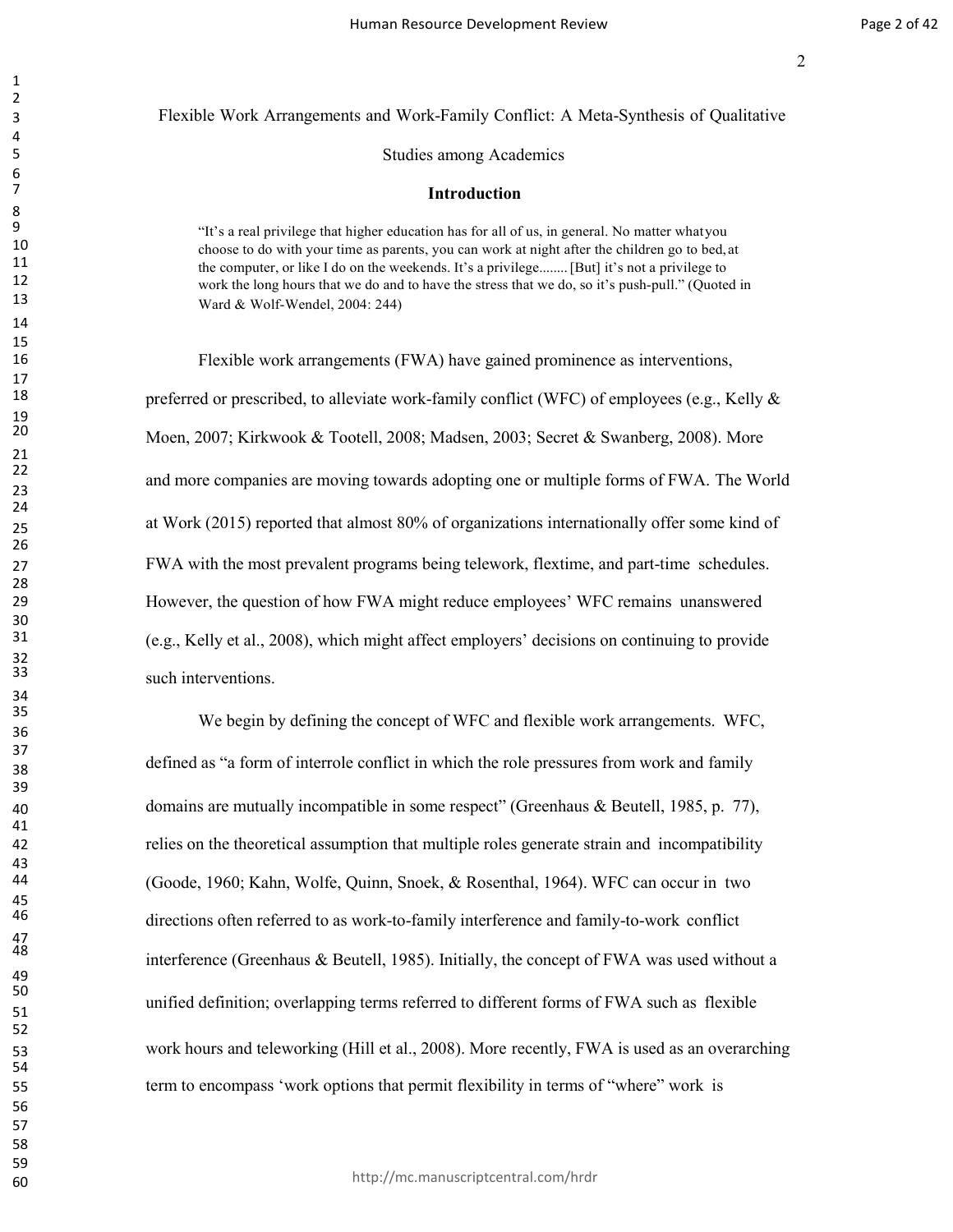# Flexible Work Arrangements and Work-Family Conflict: A Meta-Synthesis of Qualitative Studies among Academics

## Introduction

> "It's a real privilege that higher education has for all of us, in general. No matter what you choose to do with your time as parents, you can work at night after the children go to bed, at the computer, or like I do on the weekends. It's a privilege........ [But] it's not a privilege to work the long hours that we do and to have the stress that we do, so it's push-pull." (Quoted in Ward & Wolf-Wendel, 2004: 244)

Flexible work arrangements (FWA) have gained prominence as interventions, preferred or prescribed, to alleviate work-family conflict (WFC) of employees (e.g., Kelly & Moen, 2007; Kirkwook & Tootell, 2008; Madsen, 2003; Secret & Swanberg, 2008). More and more companies are moving towards adopting one or multiple forms of FWA. The World at Work (2015) reported that almost 80% of organizations internationally offer some kind of FWA with the most prevalent programs being telework, flextime, and part-time schedules. However, the question of how FWA might reduce employees' WFC remains unanswered (e.g., Kelly et al., 2008), which might affect employers' decisions on continuing to provide such interventions.

We begin by defining the concept of WFC and flexible work arrangements. WFC, defined as "a form of interrole conflict in which the role pressures from work and family domains are mutually incompatible in some respect" (Greenhaus & Beutell, 1985, p. 77), relies on the theoretical assumption that multiple roles generate strain and incompatibility (Goode, 1960; Kahn, Wolfe, Quinn, Snoek, & Rosenthal, 1964). WFC can occur in two directions often referred to as work-to-family interference and family-to-work conflict interference (Greenhaus & Beutell, 1985). Initially, the concept of FWA was used without a unified definition; overlapping terms referred to different forms of FWA such as flexible work hours and teleworking (Hill et al., 2008). More recently, FWA is used as an overarching term to encompass 'work options that permit flexibility in terms of "where" work is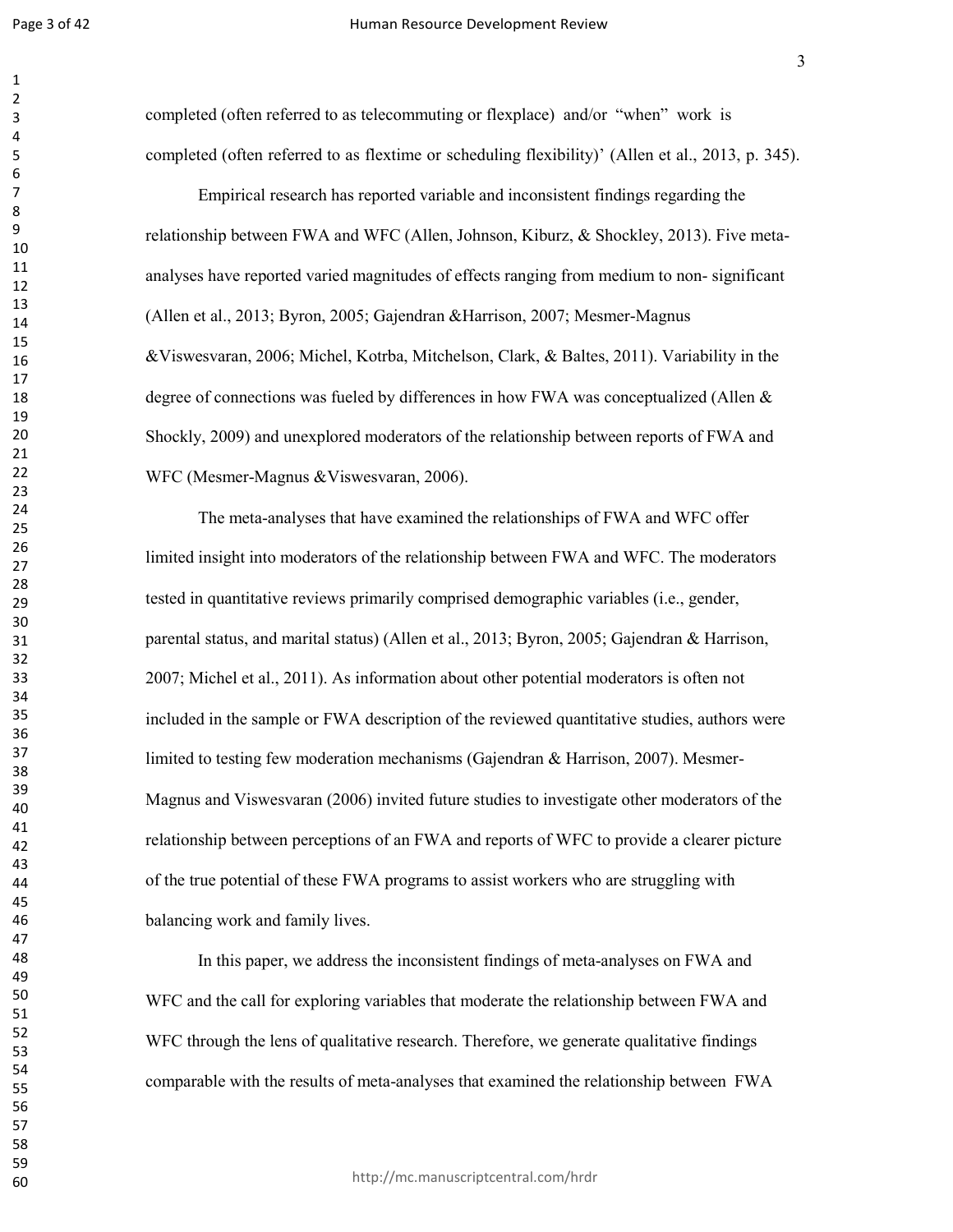completed (often referred to as telecommuting or flexplace) and/or "when" work is completed (often referred to as flextime or scheduling flexibility)' (Allen et al., 2013, p. 345).

Empirical research has reported variable and inconsistent findings regarding the relationship between FWA and WFC (Allen, Johnson, Kiburz, & Shockley, 2013). Five meta-analyses have reported varied magnitudes of effects ranging from medium to non- significant (Allen et al., 2013; Byron, 2005; Gajendran &Harrison, 2007; Mesmer-Magnus &Viswesvaran, 2006; Michel, Kotrba, Mitchelson, Clark, & Baltes, 2011). Variability in the degree of connections was fueled by differences in how FWA was conceptualized (Allen & Shockly, 2009) and unexplored moderators of the relationship between reports of FWA and WFC (Mesmer-Magnus &Viswesvaran, 2006).

The meta-analyses that have examined the relationships of FWA and WFC offer limited insight into moderators of the relationship between FWA and WFC. The moderators tested in quantitative reviews primarily comprised demographic variables (i.e., gender, parental status, and marital status) (Allen et al., 2013; Byron, 2005; Gajendran & Harrison, 2007; Michel et al., 2011). As information about other potential moderators is often not included in the sample or FWA description of the reviewed quantitative studies, authors were limited to testing few moderation mechanisms (Gajendran & Harrison, 2007). Mesmer-Magnus and Viswesvaran (2006) invited future studies to investigate other moderators of the relationship between perceptions of an FWA and reports of WFC to provide a clearer picture of the true potential of these FWA programs to assist workers who are struggling with balancing work and family lives.

In this paper, we address the inconsistent findings of meta-analyses on FWA and WFC and the call for exploring variables that moderate the relationship between FWA and WFC through the lens of qualitative research. Therefore, we generate qualitative findings comparable with the results of meta-analyses that examined the relationship between FWA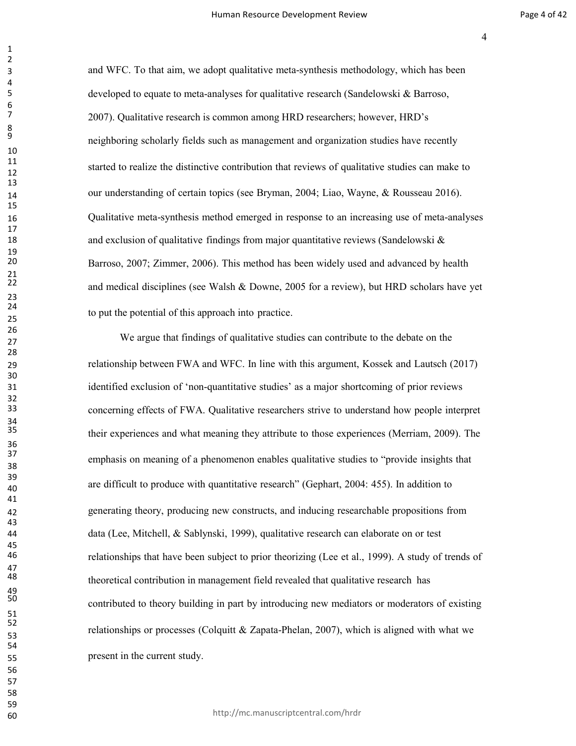and WFC. To that aim, we adopt qualitative meta-synthesis methodology, which has been developed to equate to meta-analyses for qualitative research (Sandelowski & Barroso, 2007). Qualitative research is common among HRD researchers; however, HRD's neighboring scholarly fields such as management and organization studies have recently started to realize the distinctive contribution that reviews of qualitative studies can make to our understanding of certain topics (see Bryman, 2004; Liao, Wayne, & Rousseau 2016). Qualitative meta-synthesis method emerged in response to an increasing use of meta-analyses and exclusion of qualitative findings from major quantitative reviews (Sandelowski & Barroso, 2007; Zimmer, 2006). This method has been widely used and advanced by health and medical disciplines (see Walsh & Downe, 2005 for a review), but HRD scholars have yet to put the potential of this approach into practice.

We argue that findings of qualitative studies can contribute to the debate on the relationship between FWA and WFC. In line with this argument, Kossek and Lautsch (2017) identified exclusion of 'non-quantitative studies' as a major shortcoming of prior reviews concerning effects of FWA. Qualitative researchers strive to understand how people interpret their experiences and what meaning they attribute to those experiences (Merriam, 2009). The emphasis on meaning of a phenomenon enables qualitative studies to "provide insights that are difficult to produce with quantitative research" (Gephart, 2004: 455). In addition to generating theory, producing new constructs, and inducing researchable propositions from data (Lee, Mitchell, & Sablynski, 1999), qualitative research can elaborate on or test relationships that have been subject to prior theorizing (Lee et al., 1999). A study of trends of theoretical contribution in management field revealed that qualitative research has contributed to theory building in part by introducing new mediators or moderators of existing relationships or processes (Colquitt & Zapata-Phelan, 2007), which is aligned with what we present in the current study.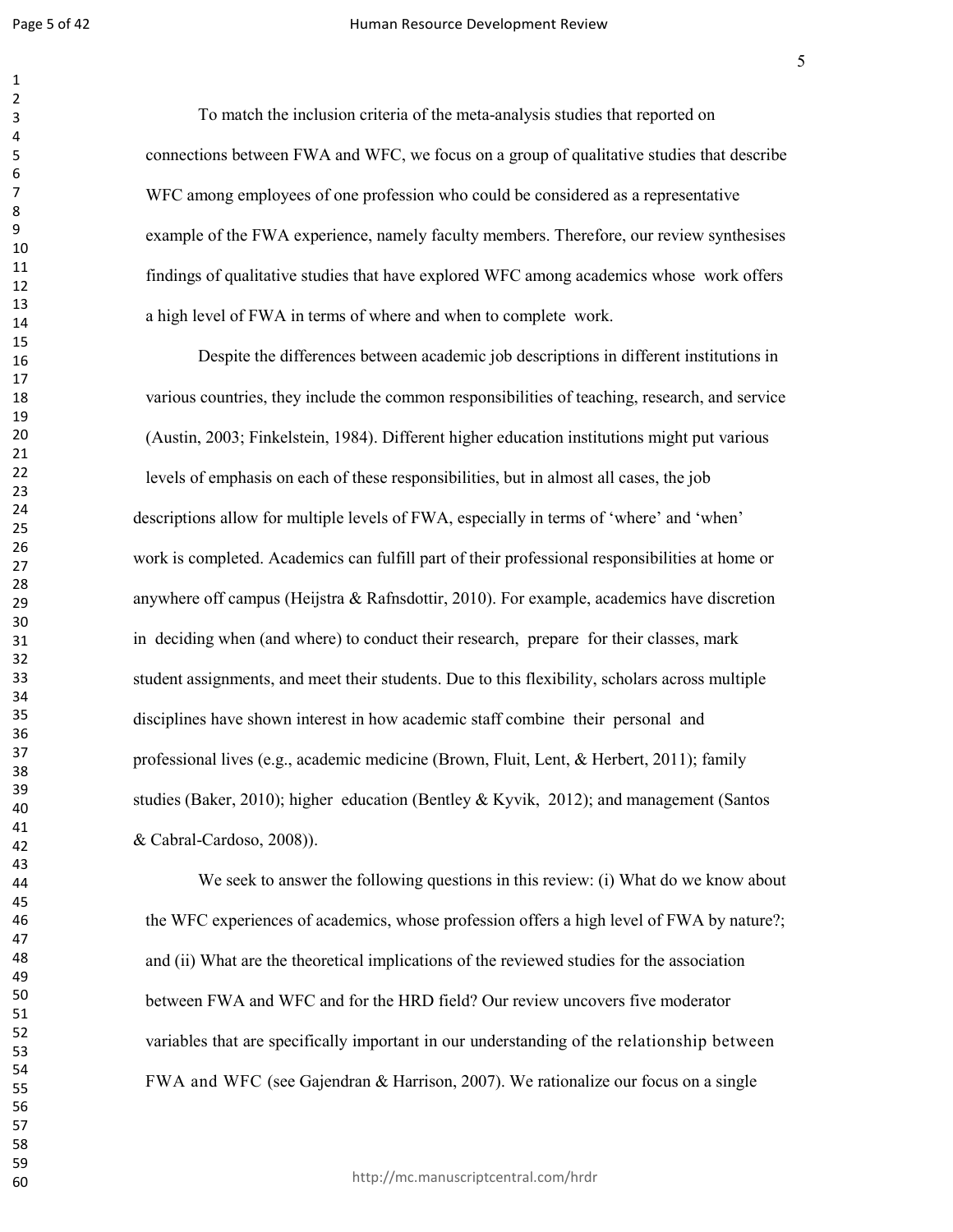To match the inclusion criteria of the meta-analysis studies that reported on connections between FWA and WFC, we focus on a group of qualitative studies that describe WFC among employees of one profession who could be considered as a representative example of the FWA experience, namely faculty members. Therefore, our review synthesises findings of qualitative studies that have explored WFC among academics whose work offers a high level of FWA in terms of where and when to complete work.

Despite the differences between academic job descriptions in different institutions in various countries, they include the common responsibilities of teaching, research, and service (Austin, 2003; Finkelstein, 1984). Different higher education institutions might put various levels of emphasis on each of these responsibilities, but in almost all cases, the job descriptions allow for multiple levels of FWA, especially in terms of 'where' and 'when' work is completed. Academics can fulfill part of their professional responsibilities at home or anywhere off campus (Heijstra & Rafnsdottir, 2010). For example, academics have discretion in deciding when (and where) to conduct their research, prepare for their classes, mark student assignments, and meet their students. Due to this flexibility, scholars across multiple disciplines have shown interest in how academic staff combine their personal and professional lives (e.g., academic medicine (Brown, Fluit, Lent, & Herbert, 2011); family studies (Baker, 2010); higher education (Bentley & Kyvik, 2012); and management (Santos & Cabral-Cardoso, 2008)).

We seek to answer the following questions in this review: (i) What do we know about the WFC experiences of academics, whose profession offers a high level of FWA by nature?; and (ii) What are the theoretical implications of the reviewed studies for the association between FWA and WFC and for the HRD field? Our review uncovers five moderator variables that are specifically important in our understanding of the relationship between FWA and WFC (see Gajendran & Harrison, 2007). We rationalize our focus on a single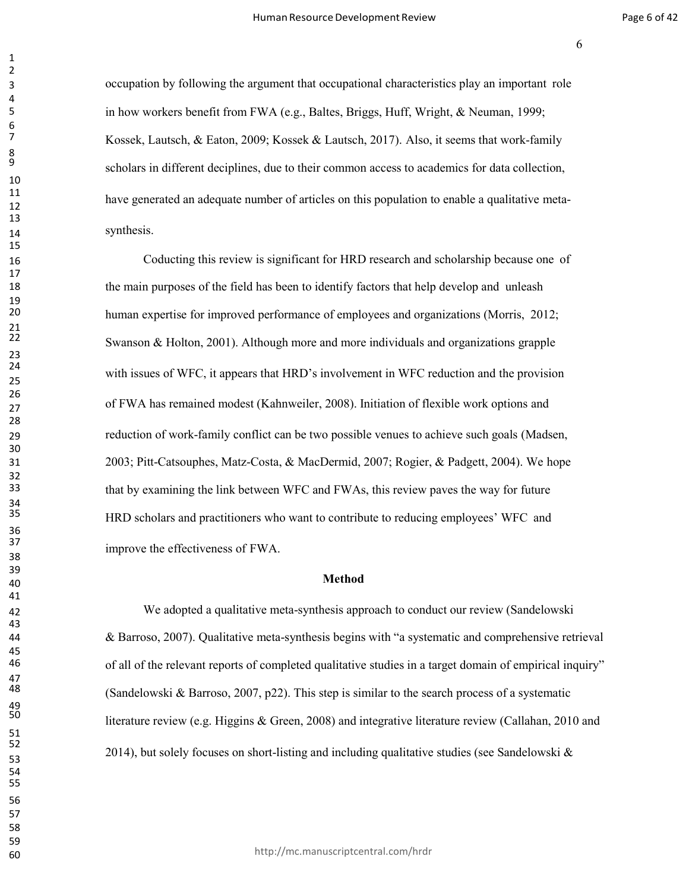occupation by following the argument that occupational characteristics play an important role in how workers benefit from FWA (e.g., Baltes, Briggs, Huff, Wright, & Neuman, 1999; Kossek, Lautsch, & Eaton, 2009; Kossek & Lautsch, 2017). Also, it seems that work-family scholars in different deciplines, due to their common access to academics for data collection, have generated an adequate number of articles on this population to enable a qualitative meta-synthesis.

Coducting this review is significant for HRD research and scholarship because one of the main purposes of the field has been to identify factors that help develop and unleash human expertise for improved performance of employees and organizations (Morris, 2012; Swanson & Holton, 2001). Although more and more individuals and organizations grapple with issues of WFC, it appears that HRD's involvement in WFC reduction and the provision of FWA has remained modest (Kahnweiler, 2008). Initiation of flexible work options and reduction of work-family conflict can be two possible venues to achieve such goals (Madsen, 2003; Pitt-Catsouphes, Matz-Costa, & MacDermid, 2007; Rogier, & Padgett, 2004). We hope that by examining the link between WFC and FWAs, this review paves the way for future HRD scholars and practitioners who want to contribute to reducing employees' WFC and improve the effectiveness of FWA.

## Method

We adopted a qualitative meta-synthesis approach to conduct our review (Sandelowski & Barroso, 2007). Qualitative meta-synthesis begins with "a systematic and comprehensive retrieval of all of the relevant reports of completed qualitative studies in a target domain of empirical inquiry" (Sandelowski & Barroso, 2007, p22). This step is similar to the search process of a systematic literature review (e.g. Higgins & Green, 2008) and integrative literature review (Callahan, 2010 and 2014), but solely focuses on short-listing and including qualitative studies (see Sandelowski &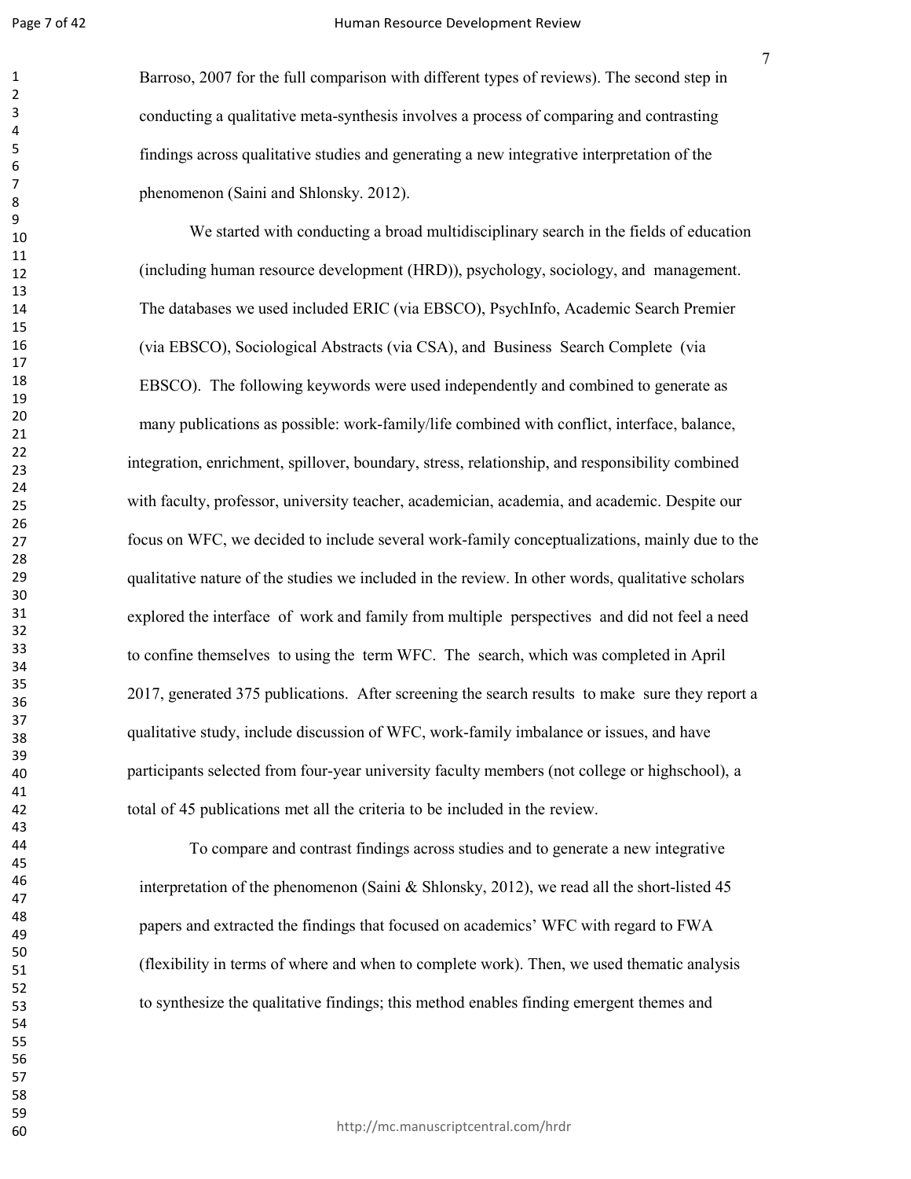Barroso, 2007 for the full comparison with different types of reviews). The second step in conducting a qualitative meta-synthesis involves a process of comparing and contrasting findings across qualitative studies and generating a new integrative interpretation of the phenomenon (Saini and Shlonsky. 2012).

We started with conducting a broad multidisciplinary search in the fields of education (including human resource development (HRD)), psychology, sociology, and management. The databases we used included ERIC (via EBSCO), PsychInfo, Academic Search Premier (via EBSCO), Sociological Abstracts (via CSA), and Business Search Complete (via EBSCO). The following keywords were used independently and combined to generate as many publications as possible: work-family/life combined with conflict, interface, balance, integration, enrichment, spillover, boundary, stress, relationship, and responsibility combined with faculty, professor, university teacher, academician, academia, and academic. Despite our focus on WFC, we decided to include several work-family conceptualizations, mainly due to the qualitative nature of the studies we included in the review. In other words, qualitative scholars explored the interface of work and family from multiple perspectives and did not feel a need to confine themselves to using the term WFC. The search, which was completed in April 2017, generated 375 publications. After screening the search results to make sure they report a qualitative study, include discussion of WFC, work-family imbalance or issues, and have participants selected from four-year university faculty members (not college or highschool), a total of 45 publications met all the criteria to be included in the review.

To compare and contrast findings across studies and to generate a new integrative interpretation of the phenomenon (Saini & Shlonsky, 2012), we read all the short-listed 45 papers and extracted the findings that focused on academics' WFC with regard to FWA (flexibility in terms of where and when to complete work). Then, we used thematic analysis to synthesize the qualitative findings; this method enables finding emergent themes and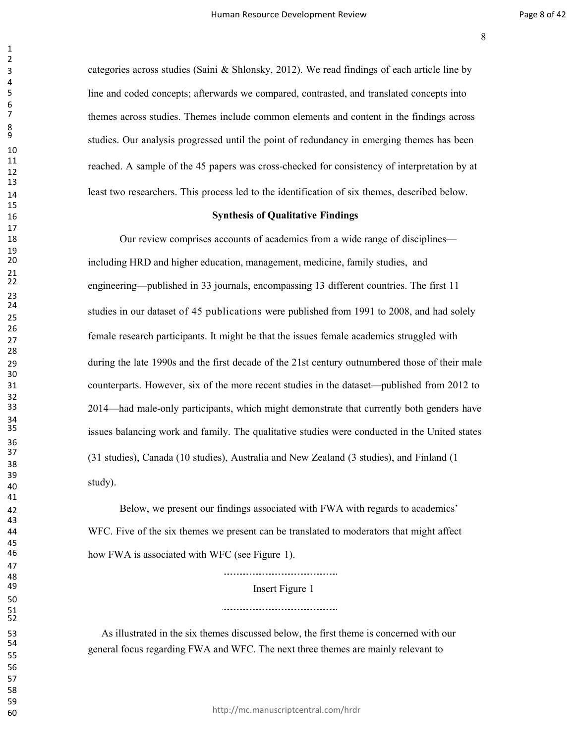categories across studies (Saini & Shlonsky, 2012). We read findings of each article line by line and coded concepts; afterwards we compared, contrasted, and translated concepts into themes across studies. Themes include common elements and content in the findings across studies. Our analysis progressed until the point of redundancy in emerging themes has been reached. A sample of the 45 papers was cross-checked for consistency of interpretation by at least two researchers. This process led to the identification of six themes, described below.

**Synthesis of Qualitative Findings**

Our review comprises accounts of academics from a wide range of disciplines—including HRD and higher education, management, medicine, family studies, and engineering—published in 33 journals, encompassing 13 different countries. The first 11 studies in our dataset of 45 publications were published from 1991 to 2008, and had solely female research participants. It might be that the issues female academics struggled with during the late 1990s and the first decade of the 21st century outnumbered those of their male counterparts. However, six of the more recent studies in the dataset—published from 2012 to 2014—had male-only participants, which might demonstrate that currently both genders have issues balancing work and family. The qualitative studies were conducted in the United states (31 studies), Canada (10 studies), Australia and New Zealand (3 studies), and Finland (1 study).

Below, we present our findings associated with FWA with regards to academics' WFC. Five of the six themes we present can be translated to moderators that might affect how FWA is associated with WFC (see Figure 1).

Insert Figure 1

As illustrated in the six themes discussed below, the first theme is concerned with our general focus regarding FWA and WFC. The next three themes are mainly relevant to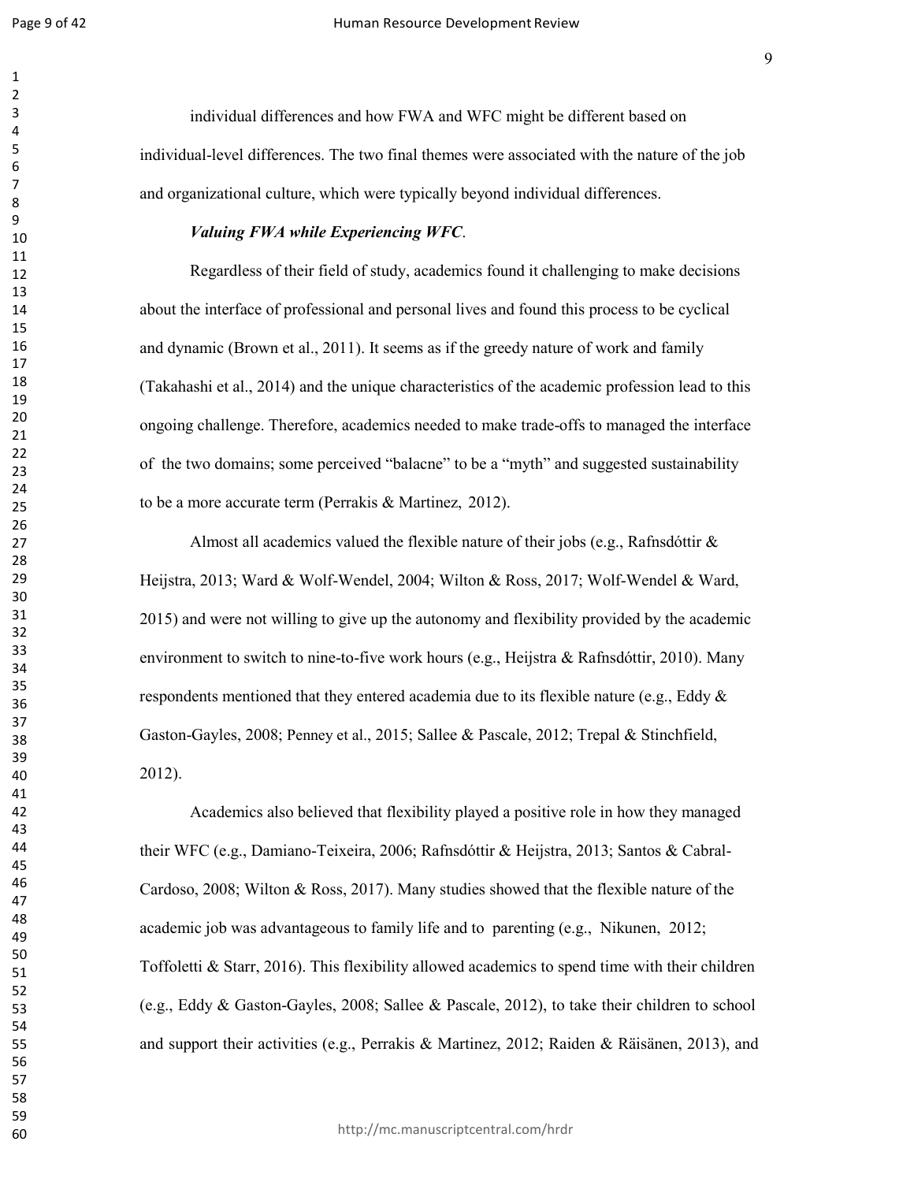individual differences and how FWA and WFC might be different based on individual-level differences. The two final themes were associated with the nature of the job and organizational culture, which were typically beyond individual differences.

***Valuing FWA while Experiencing WFC*.**

Regardless of their field of study, academics found it challenging to make decisions about the interface of professional and personal lives and found this process to be cyclical and dynamic (Brown et al., 2011). It seems as if the greedy nature of work and family (Takahashi et al., 2014) and the unique characteristics of the academic profession lead to this ongoing challenge. Therefore, academics needed to make trade-offs to managed the interface of the two domains; some perceived "balacne" to be a "myth" and suggested sustainability to be a more accurate term (Perrakis & Martinez, 2012).

Almost all academics valued the flexible nature of their jobs (e.g., Rafnsdóttir & Heijstra, 2013; Ward & Wolf-Wendel, 2004; Wilton & Ross, 2017; Wolf-Wendel & Ward, 2015) and were not willing to give up the autonomy and flexibility provided by the academic environment to switch to nine-to-five work hours (e.g., Heijstra & Rafnsdóttir, 2010). Many respondents mentioned that they entered academia due to its flexible nature (e.g., Eddy & Gaston-Gayles, 2008; Penney et al., 2015; Sallee & Pascale, 2012; Trepal & Stinchfield, 2012).

Academics also believed that flexibility played a positive role in how they managed their WFC (e.g., Damiano-Teixeira, 2006; Rafnsdóttir & Heijstra, 2013; Santos & Cabral-Cardoso, 2008; Wilton & Ross, 2017). Many studies showed that the flexible nature of the academic job was advantageous to family life and to parenting (e.g., Nikunen, 2012; Toffoletti & Starr, 2016). This flexibility allowed academics to spend time with their children (e.g., Eddy & Gaston-Gayles, 2008; Sallee & Pascale, 2012), to take their children to school and support their activities (e.g., Perrakis & Martinez, 2012; Raiden & Räisänen, 2013), and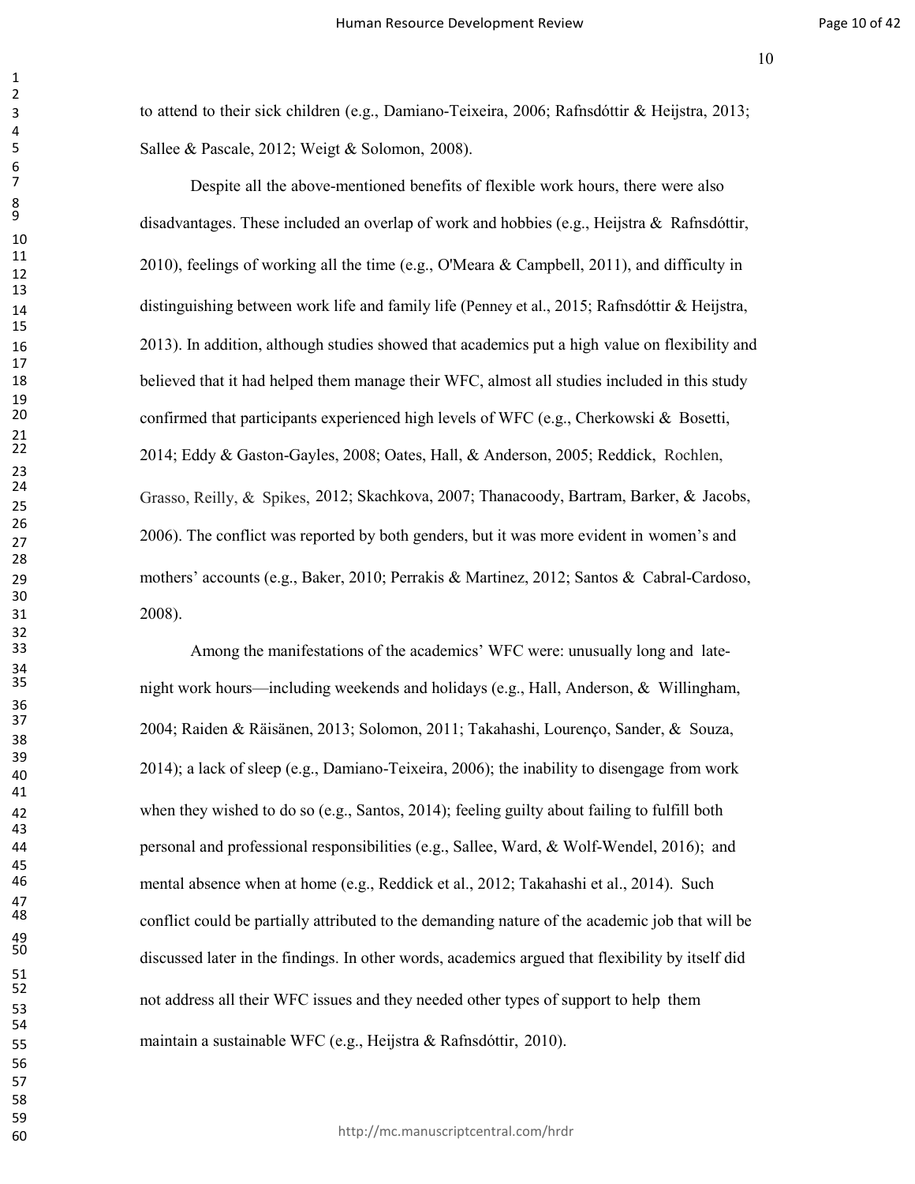to attend to their sick children (e.g., Damiano-Teixeira, 2006; Rafnsdóttir & Heijstra, 2013; Sallee & Pascale, 2012; Weigt & Solomon, 2008).

Despite all the above-mentioned benefits of flexible work hours, there were also disadvantages. These included an overlap of work and hobbies (e.g., Heijstra & Rafnsdóttir, 2010), feelings of working all the time (e.g., O'Meara & Campbell, 2011), and difficulty in distinguishing between work life and family life (Penney et al., 2015; Rafnsdóttir & Heijstra, 2013). In addition, although studies showed that academics put a high value on flexibility and believed that it had helped them manage their WFC, almost all studies included in this study confirmed that participants experienced high levels of WFC (e.g., Cherkowski & Bosetti, 2014; Eddy & Gaston-Gayles, 2008; Oates, Hall, & Anderson, 2005; Reddick, Rochlen, Grasso, Reilly, & Spikes, 2012; Skachkova, 2007; Thanacoody, Bartram, Barker, & Jacobs, 2006). The conflict was reported by both genders, but it was more evident in women's and mothers' accounts (e.g., Baker, 2010; Perrakis & Martinez, 2012; Santos & Cabral-Cardoso, 2008).

Among the manifestations of the academics' WFC were: unusually long and late-night work hours—including weekends and holidays (e.g., Hall, Anderson, & Willingham, 2004; Raiden & Räisänen, 2013; Solomon, 2011; Takahashi, Lourenço, Sander, & Souza, 2014); a lack of sleep (e.g., Damiano-Teixeira, 2006); the inability to disengage from work when they wished to do so (e.g., Santos, 2014); feeling guilty about failing to fulfill both personal and professional responsibilities (e.g., Sallee, Ward, & Wolf-Wendel, 2016); and mental absence when at home (e.g., Reddick et al., 2012; Takahashi et al., 2014). Such conflict could be partially attributed to the demanding nature of the academic job that will be discussed later in the findings. In other words, academics argued that flexibility by itself did not address all their WFC issues and they needed other types of support to help them maintain a sustainable WFC (e.g., Heijstra & Rafnsdóttir, 2010).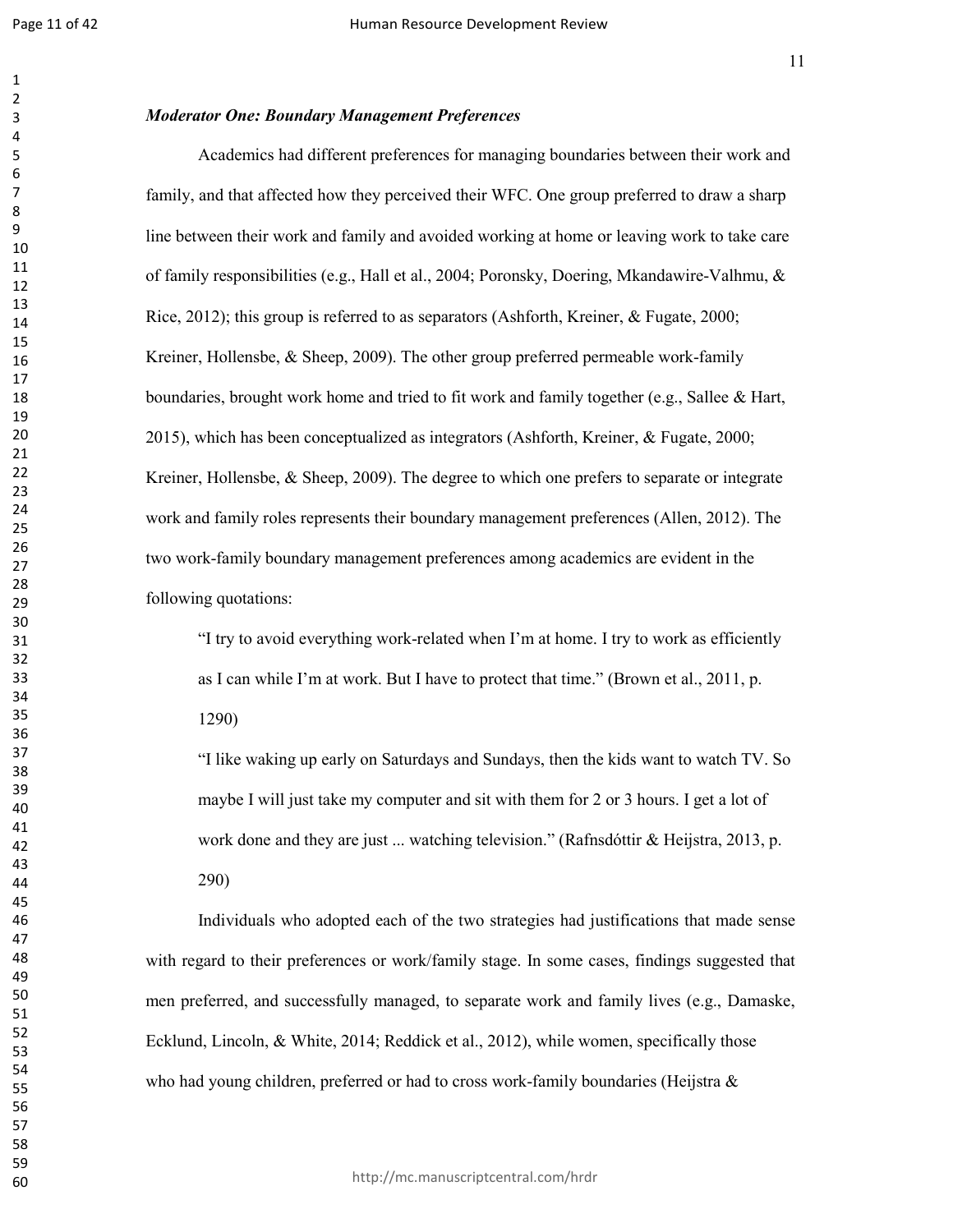### *Moderator One: Boundary Management Preferences*

Academics had different preferences for managing boundaries between their work and family, and that affected how they perceived their WFC. One group preferred to draw a sharp line between their work and family and avoided working at home or leaving work to take care of family responsibilities (e.g., Hall et al., 2004; Poronsky, Doering, Mkandawire-Valhmu, & Rice, 2012); this group is referred to as separators (Ashforth, Kreiner, & Fugate, 2000; Kreiner, Hollensbe, & Sheep, 2009). The other group preferred permeable work-family boundaries, brought work home and tried to fit work and family together (e.g., Sallee & Hart, 2015), which has been conceptualized as integrators (Ashforth, Kreiner, & Fugate, 2000; Kreiner, Hollensbe, & Sheep, 2009). The degree to which one prefers to separate or integrate work and family roles represents their boundary management preferences (Allen, 2012). The two work-family boundary management preferences among academics are evident in the following quotations:

> "I try to avoid everything work-related when I'm at home. I try to work as efficiently as I can while I'm at work. But I have to protect that time." (Brown et al., 2011, p. 1290)
>
> "I like waking up early on Saturdays and Sundays, then the kids want to watch TV. So maybe I will just take my computer and sit with them for 2 or 3 hours. I get a lot of work done and they are just ... watching television." (Rafnsdóttir & Heijstra, 2013, p. 290)

Individuals who adopted each of the two strategies had justifications that made sense with regard to their preferences or work/family stage. In some cases, findings suggested that men preferred, and successfully managed, to separate work and family lives (e.g., Damaske, Ecklund, Lincoln, & White, 2014; Reddick et al., 2012), while women, specifically those who had young children, preferred or had to cross work-family boundaries (Heijstra &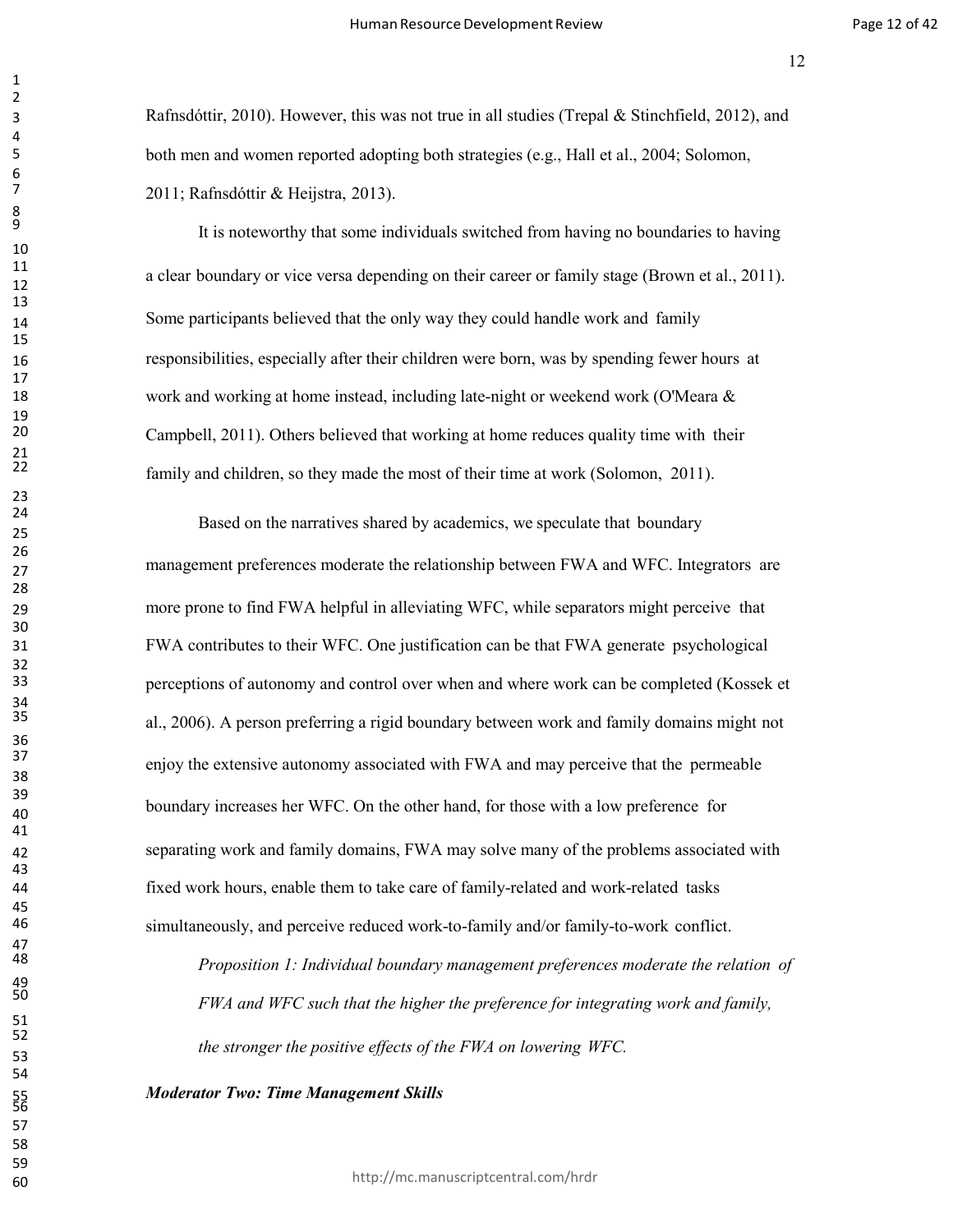Rafnsdóttir, 2010). However, this was not true in all studies (Trepal & Stinchfield, 2012), and both men and women reported adopting both strategies (e.g., Hall et al., 2004; Solomon, 2011; Rafnsdóttir & Heijstra, 2013).

It is noteworthy that some individuals switched from having no boundaries to having a clear boundary or vice versa depending on their career or family stage (Brown et al., 2011). Some participants believed that the only way they could handle work and family responsibilities, especially after their children were born, was by spending fewer hours at work and working at home instead, including late-night or weekend work (O'Meara & Campbell, 2011). Others believed that working at home reduces quality time with their family and children, so they made the most of their time at work (Solomon, 2011).

Based on the narratives shared by academics, we speculate that boundary management preferences moderate the relationship between FWA and WFC. Integrators are more prone to find FWA helpful in alleviating WFC, while separators might perceive that FWA contributes to their WFC. One justification can be that FWA generate psychological perceptions of autonomy and control over when and where work can be completed (Kossek et al., 2006). A person preferring a rigid boundary between work and family domains might not enjoy the extensive autonomy associated with FWA and may perceive that the permeable boundary increases her WFC. On the other hand, for those with a low preference for separating work and family domains, FWA may solve many of the problems associated with fixed work hours, enable them to take care of family-related and work-related tasks simultaneously, and perceive reduced work-to-family and/or family-to-work conflict.

*Proposition 1: Individual boundary management preferences moderate the relation of FWA and WFC such that the higher the preference for integrating work and family, the stronger the positive effects of the FWA on lowering WFC.*

***Moderator Two: Time Management Skills***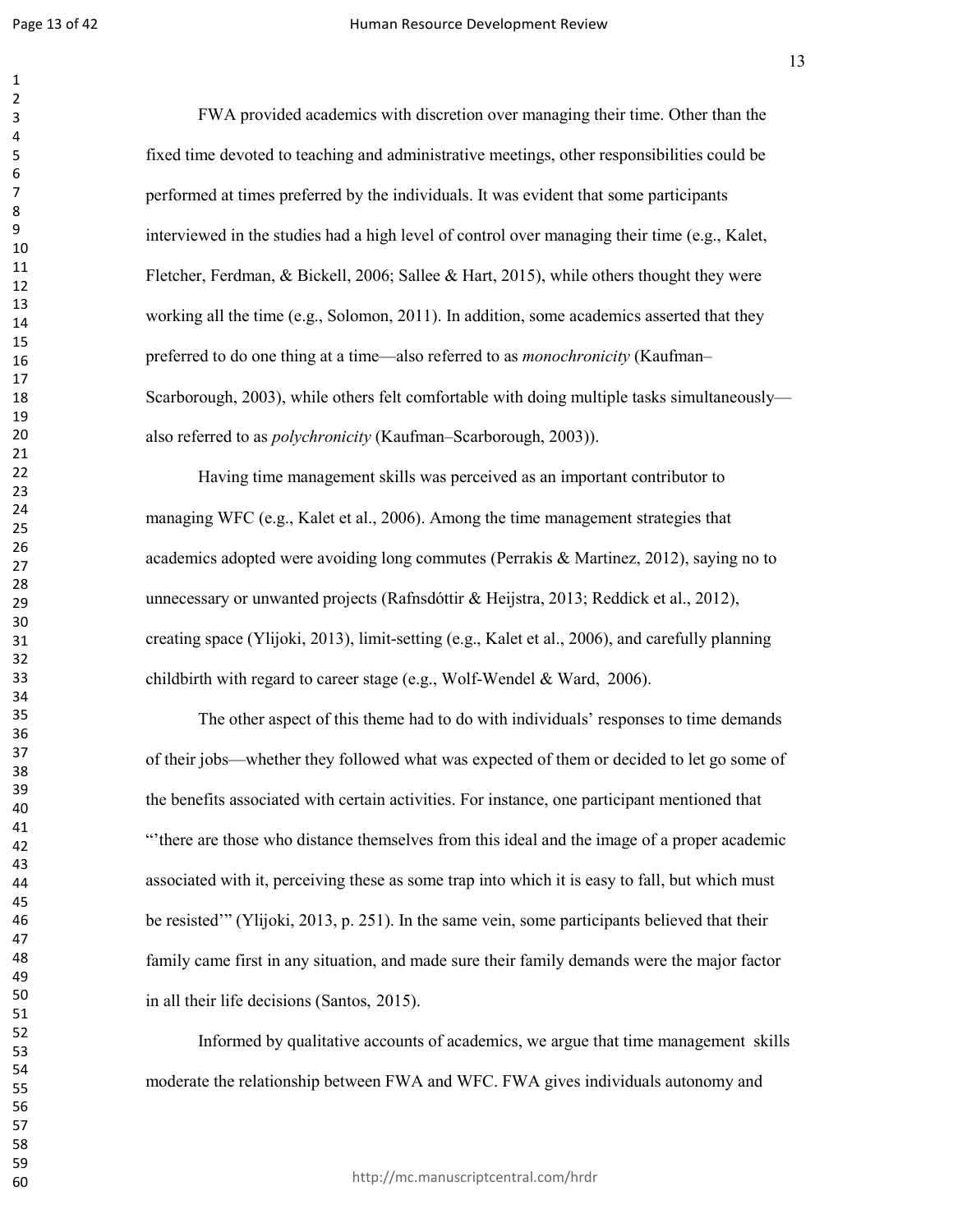FWA provided academics with discretion over managing their time. Other than the fixed time devoted to teaching and administrative meetings, other responsibilities could be performed at times preferred by the individuals. It was evident that some participants interviewed in the studies had a high level of control over managing their time (e.g., Kalet, Fletcher, Ferdman, & Bickell, 2006; Sallee & Hart, 2015), while others thought they were working all the time (e.g., Solomon, 2011). In addition, some academics asserted that they preferred to do one thing at a time—also referred to as *monochronicity* (Kaufman–Scarborough, 2003), while others felt comfortable with doing multiple tasks simultaneously—also referred to as *polychronicity* (Kaufman–Scarborough, 2003)).

Having time management skills was perceived as an important contributor to managing WFC (e.g., Kalet et al., 2006). Among the time management strategies that academics adopted were avoiding long commutes (Perrakis & Martinez, 2012), saying no to unnecessary or unwanted projects (Rafnsdóttir & Heijstra, 2013; Reddick et al., 2012), creating space (Ylijoki, 2013), limit-setting (e.g., Kalet et al., 2006), and carefully planning childbirth with regard to career stage (e.g., Wolf-Wendel & Ward, 2006).

The other aspect of this theme had to do with individuals' responses to time demands of their jobs—whether they followed what was expected of them or decided to let go some of the benefits associated with certain activities. For instance, one participant mentioned that "'there are those who distance themselves from this ideal and the image of a proper academic associated with it, perceiving these as some trap into which it is easy to fall, but which must be resisted'" (Ylijoki, 2013, p. 251). In the same vein, some participants believed that their family came first in any situation, and made sure their family demands were the major factor in all their life decisions (Santos, 2015).

Informed by qualitative accounts of academics, we argue that time management skills moderate the relationship between FWA and WFC. FWA gives individuals autonomy and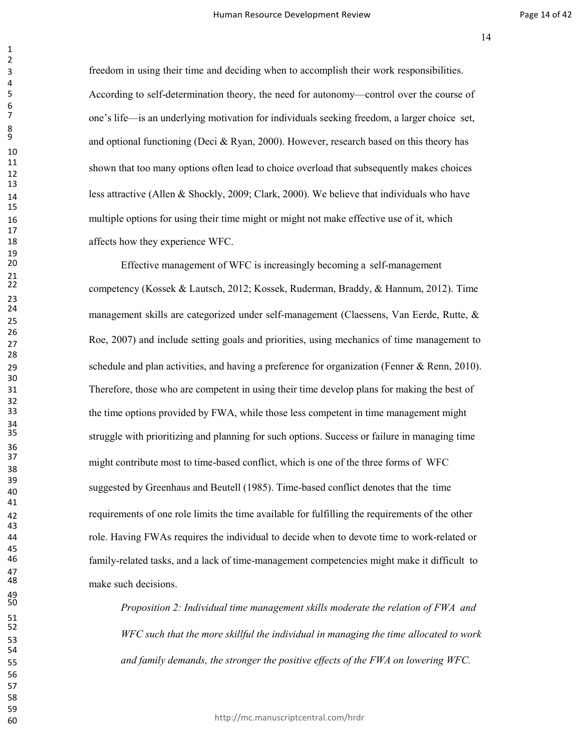freedom in using their time and deciding when to accomplish their work responsibilities. According to self-determination theory, the need for autonomy—control over the course of one's life—is an underlying motivation for individuals seeking freedom, a larger choice set, and optional functioning (Deci & Ryan, 2000). However, research based on this theory has shown that too many options often lead to choice overload that subsequently makes choices less attractive (Allen & Shockly, 2009; Clark, 2000). We believe that individuals who have multiple options for using their time might or might not make effective use of it, which affects how they experience WFC.

Effective management of WFC is increasingly becoming a self-management competency (Kossek & Lautsch, 2012; Kossek, Ruderman, Braddy, & Hannum, 2012). Time management skills are categorized under self-management (Claessens, Van Eerde, Rutte, & Roe, 2007) and include setting goals and priorities, using mechanics of time management to schedule and plan activities, and having a preference for organization (Fenner & Renn, 2010). Therefore, those who are competent in using their time develop plans for making the best of the time options provided by FWA, while those less competent in time management might struggle with prioritizing and planning for such options. Success or failure in managing time might contribute most to time-based conflict, which is one of the three forms of WFC suggested by Greenhaus and Beutell (1985). Time-based conflict denotes that the time requirements of one role limits the time available for fulfilling the requirements of the other role. Having FWAs requires the individual to decide when to devote time to work-related or family-related tasks, and a lack of time-management competencies might make it difficult to make such decisions.

*Proposition 2: Individual time management skills moderate the relation of FWA and WFC such that the more skillful the individual in managing the time allocated to work and family demands, the stronger the positive effects of the FWA on lowering WFC.*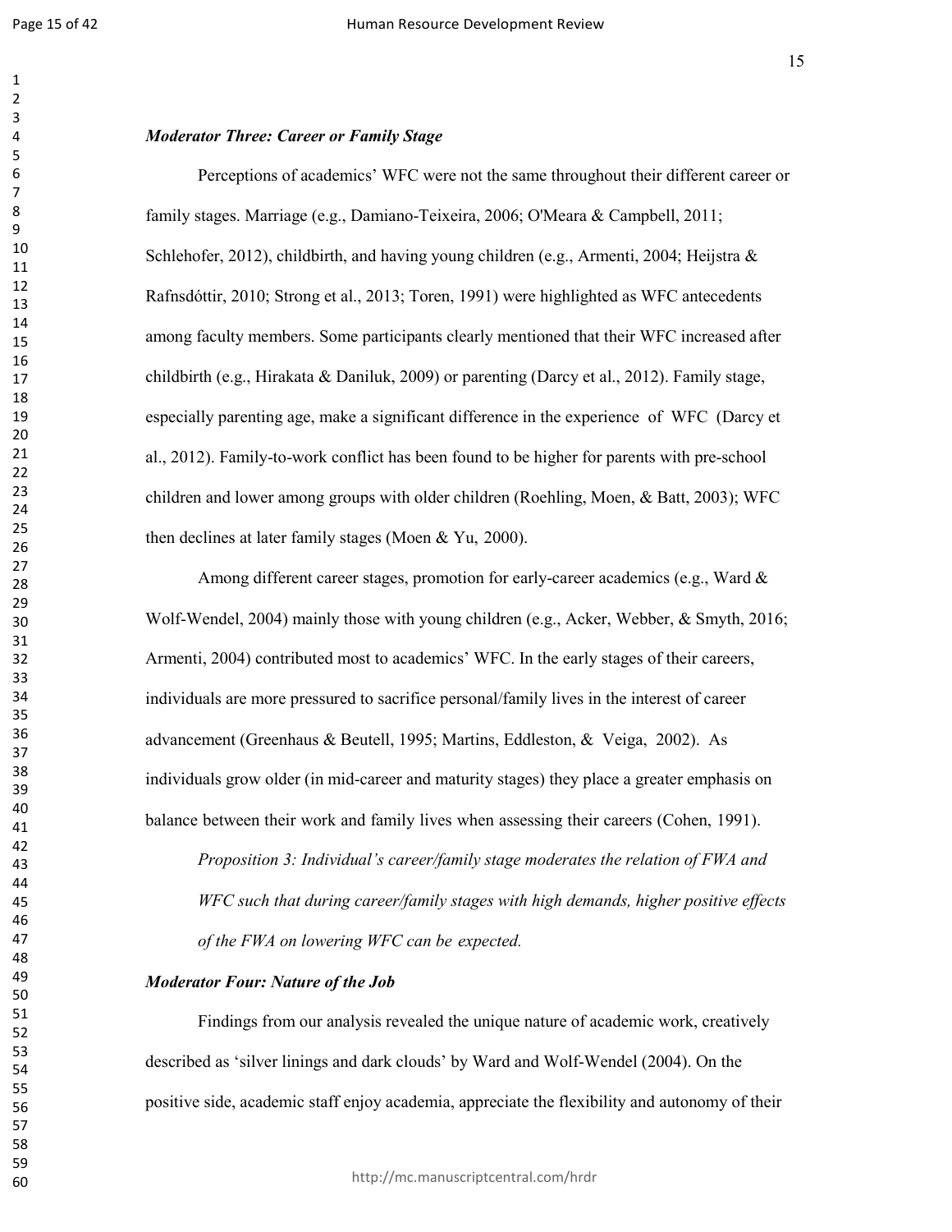### *Moderator Three: Career or Family Stage*

Perceptions of academics' WFC were not the same throughout their different career or family stages. Marriage (e.g., Damiano-Teixeira, 2006; O'Meara & Campbell, 2011; Schlehofer, 2012), childbirth, and having young children (e.g., Armenti, 2004; Heijstra & Rafnsdóttir, 2010; Strong et al., 2013; Toren, 1991) were highlighted as WFC antecedents among faculty members. Some participants clearly mentioned that their WFC increased after childbirth (e.g., Hirakata & Daniluk, 2009) or parenting (Darcy et al., 2012). Family stage, especially parenting age, make a significant difference in the experience of WFC (Darcy et al., 2012). Family-to-work conflict has been found to be higher for parents with pre-school children and lower among groups with older children (Roehling, Moen, & Batt, 2003); WFC then declines at later family stages (Moen & Yu, 2000).

Among different career stages, promotion for early-career academics (e.g., Ward & Wolf-Wendel, 2004) mainly those with young children (e.g., Acker, Webber, & Smyth, 2016; Armenti, 2004) contributed most to academics' WFC. In the early stages of their careers, individuals are more pressured to sacrifice personal/family lives in the interest of career advancement (Greenhaus & Beutell, 1995; Martins, Eddleston, & Veiga, 2002). As individuals grow older (in mid-career and maturity stages) they place a greater emphasis on balance between their work and family lives when assessing their careers (Cohen, 1991).

*Proposition 3: Individual's career/family stage moderates the relation of FWA and WFC such that during career/family stages with high demands, higher positive effects of the FWA on lowering WFC can be expected.*

### *Moderator Four: Nature of the Job*

Findings from our analysis revealed the unique nature of academic work, creatively described as 'silver linings and dark clouds' by Ward and Wolf-Wendel (2004). On the positive side, academic staff enjoy academia, appreciate the flexibility and autonomy of their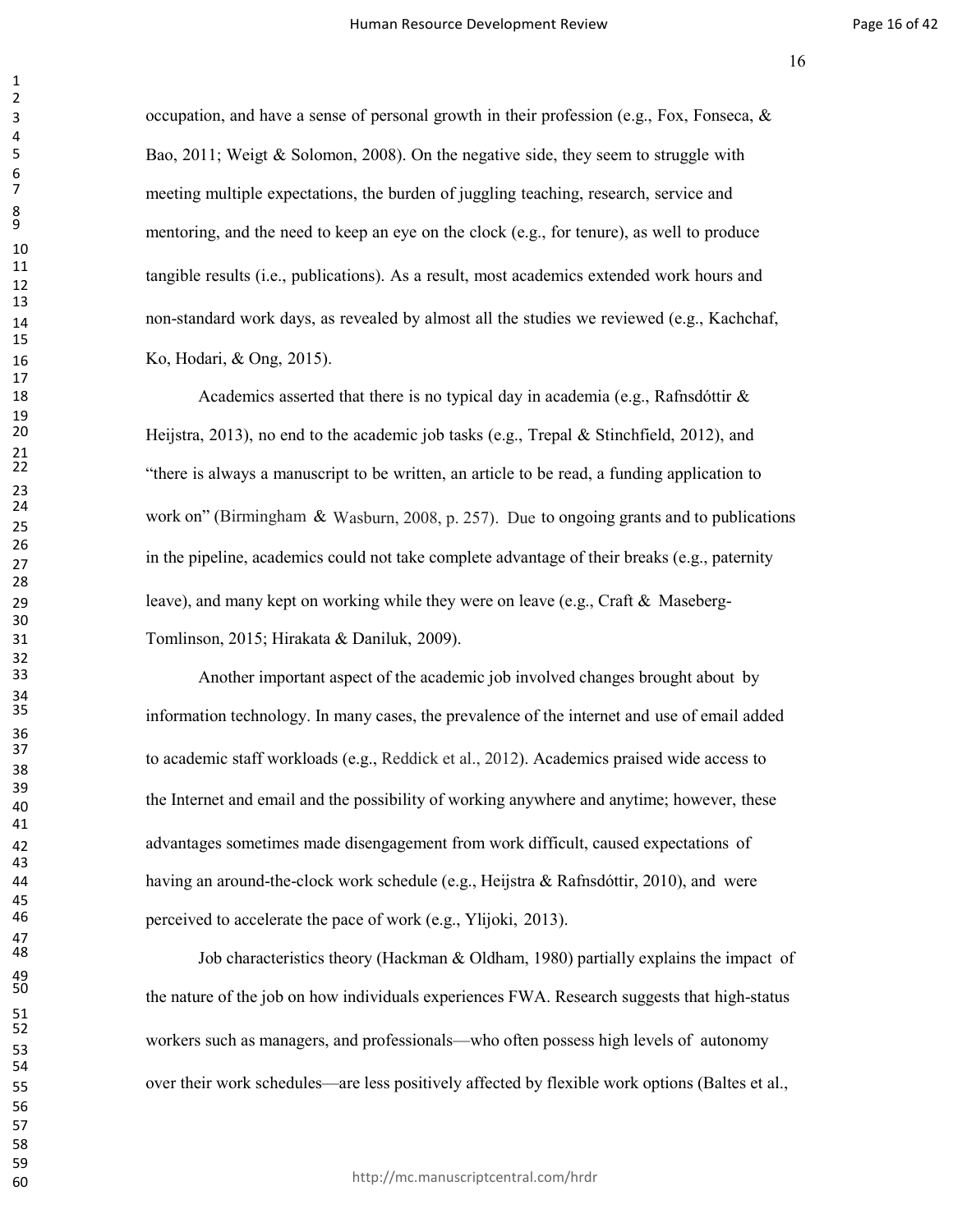occupation, and have a sense of personal growth in their profession (e.g., Fox, Fonseca, & Bao, 2011; Weigt & Solomon, 2008). On the negative side, they seem to struggle with meeting multiple expectations, the burden of juggling teaching, research, service and mentoring, and the need to keep an eye on the clock (e.g., for tenure), as well to produce tangible results (i.e., publications). As a result, most academics extended work hours and non-standard work days, as revealed by almost all the studies we reviewed (e.g., Kachchaf, Ko, Hodari, & Ong, 2015).

Academics asserted that there is no typical day in academia (e.g., Rafnsdóttir & Heijstra, 2013), no end to the academic job tasks (e.g., Trepal & Stinchfield, 2012), and "there is always a manuscript to be written, an article to be read, a funding application to work on" (Birmingham & Wasburn, 2008, p. 257). Due to ongoing grants and to publications in the pipeline, academics could not take complete advantage of their breaks (e.g., paternity leave), and many kept on working while they were on leave (e.g., Craft & Maseberg-Tomlinson, 2015; Hirakata & Daniluk, 2009).

Another important aspect of the academic job involved changes brought about by information technology. In many cases, the prevalence of the internet and use of email added to academic staff workloads (e.g., Reddick et al., 2012). Academics praised wide access to the Internet and email and the possibility of working anywhere and anytime; however, these advantages sometimes made disengagement from work difficult, caused expectations of having an around-the-clock work schedule (e.g., Heijstra & Rafnsdóttir, 2010), and were perceived to accelerate the pace of work (e.g., Ylijoki, 2013).

Job characteristics theory (Hackman & Oldham, 1980) partially explains the impact of the nature of the job on how individuals experiences FWA. Research suggests that high-status workers such as managers, and professionals—who often possess high levels of autonomy over their work schedules—are less positively affected by flexible work options (Baltes et al.,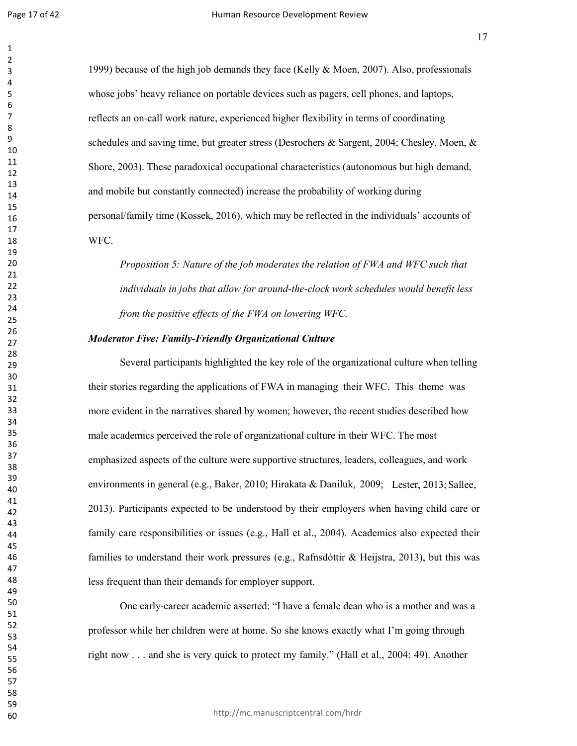1999) because of the high job demands they face (Kelly & Moen, 2007). Also, professionals whose jobs' heavy reliance on portable devices such as pagers, cell phones, and laptops, reflects an on-call work nature, experienced higher flexibility in terms of coordinating schedules and saving time, but greater stress (Desrochers & Sargent, 2004; Chesley, Moen, & Shore, 2003). These paradoxical occupational characteristics (autonomous but high demand, and mobile but constantly connected) increase the probability of working during personal/family time (Kossek, 2016), which may be reflected in the individuals' accounts of WFC.

*Proposition 5: Nature of the job moderates the relation of FWA and WFC such that individuals in jobs that allow for around-the-clock work schedules would benefit less from the positive effects of the FWA on lowering WFC.*

***Moderator Five: Family-Friendly Organizational Culture***

Several participants highlighted the key role of the organizational culture when telling their stories regarding the applications of FWA in managing their WFC. This theme was more evident in the narratives shared by women; however, the recent studies described how male academics perceived the role of organizational culture in their WFC. The most emphasized aspects of the culture were supportive structures, leaders, colleagues, and work environments in general (e.g., Baker, 2010; Hirakata & Daniluk, 2009; Lester, 2013; Sallee, 2013). Participants expected to be understood by their employers when having child care or family care responsibilities or issues (e.g., Hall et al., 2004). Academics also expected their families to understand their work pressures (e.g., Rafnsdóttir & Heijstra, 2013), but this was less frequent than their demands for employer support.

One early-career academic asserted: "I have a female dean who is a mother and was a professor while her children were at home. So she knows exactly what I'm going through right now . . . and she is very quick to protect my family." (Hall et al., 2004: 49). Another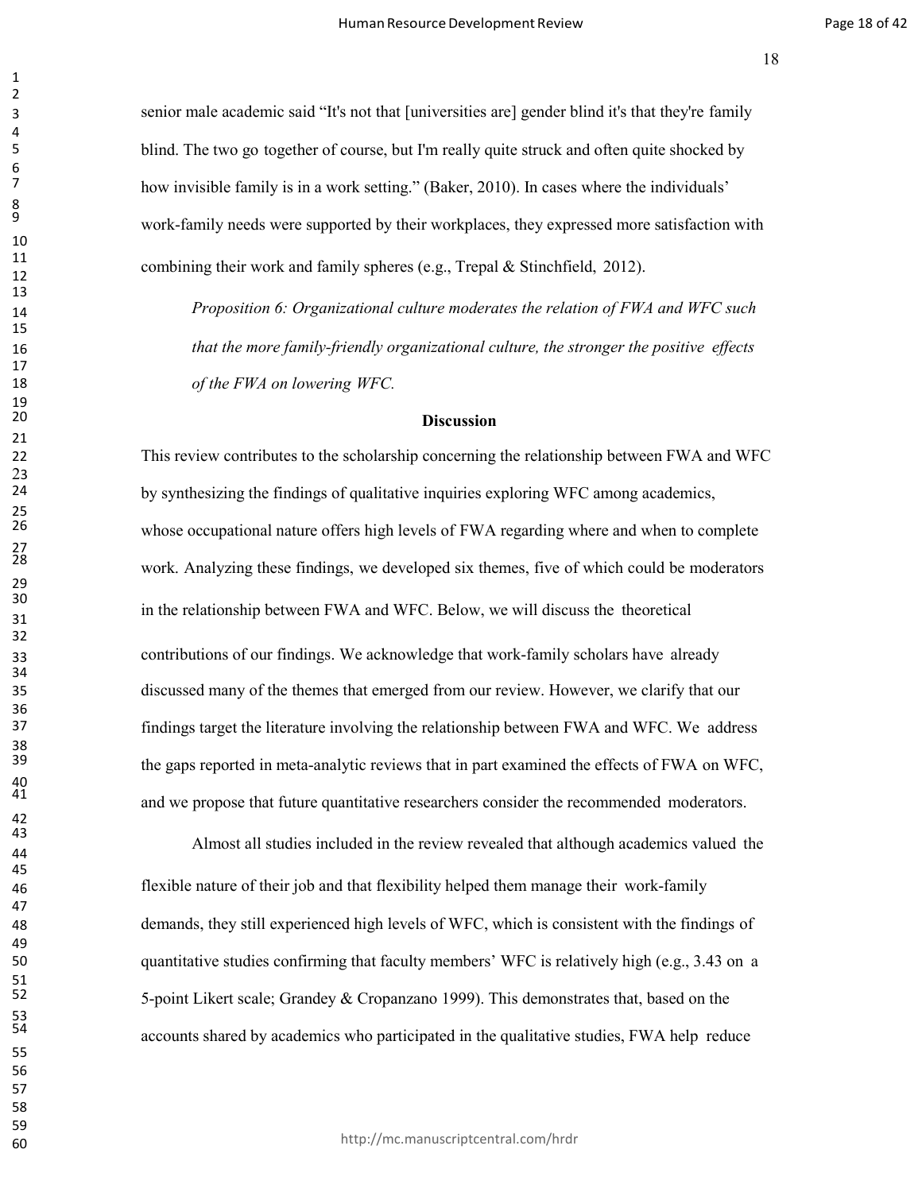senior male academic said "It's not that [universities are] gender blind it's that they're family blind. The two go together of course, but I'm really quite struck and often quite shocked by how invisible family is in a work setting." (Baker, 2010). In cases where the individuals' work-family needs were supported by their workplaces, they expressed more satisfaction with combining their work and family spheres (e.g., Trepal & Stinchfield, 2012).

*Proposition 6: Organizational culture moderates the relation of FWA and WFC such that the more family-friendly organizational culture, the stronger the positive effects of the FWA on lowering WFC.*

## Discussion

This review contributes to the scholarship concerning the relationship between FWA and WFC by synthesizing the findings of qualitative inquiries exploring WFC among academics, whose occupational nature offers high levels of FWA regarding where and when to complete work. Analyzing these findings, we developed six themes, five of which could be moderators in the relationship between FWA and WFC. Below, we will discuss the theoretical contributions of our findings. We acknowledge that work-family scholars have already discussed many of the themes that emerged from our review. However, we clarify that our findings target the literature involving the relationship between FWA and WFC. We address the gaps reported in meta-analytic reviews that in part examined the effects of FWA on WFC, and we propose that future quantitative researchers consider the recommended moderators.

Almost all studies included in the review revealed that although academics valued the flexible nature of their job and that flexibility helped them manage their work-family demands, they still experienced high levels of WFC, which is consistent with the findings of quantitative studies confirming that faculty members' WFC is relatively high (e.g., 3.43 on a 5-point Likert scale; Grandey & Cropanzano 1999). This demonstrates that, based on the accounts shared by academics who participated in the qualitative studies, FWA help reduce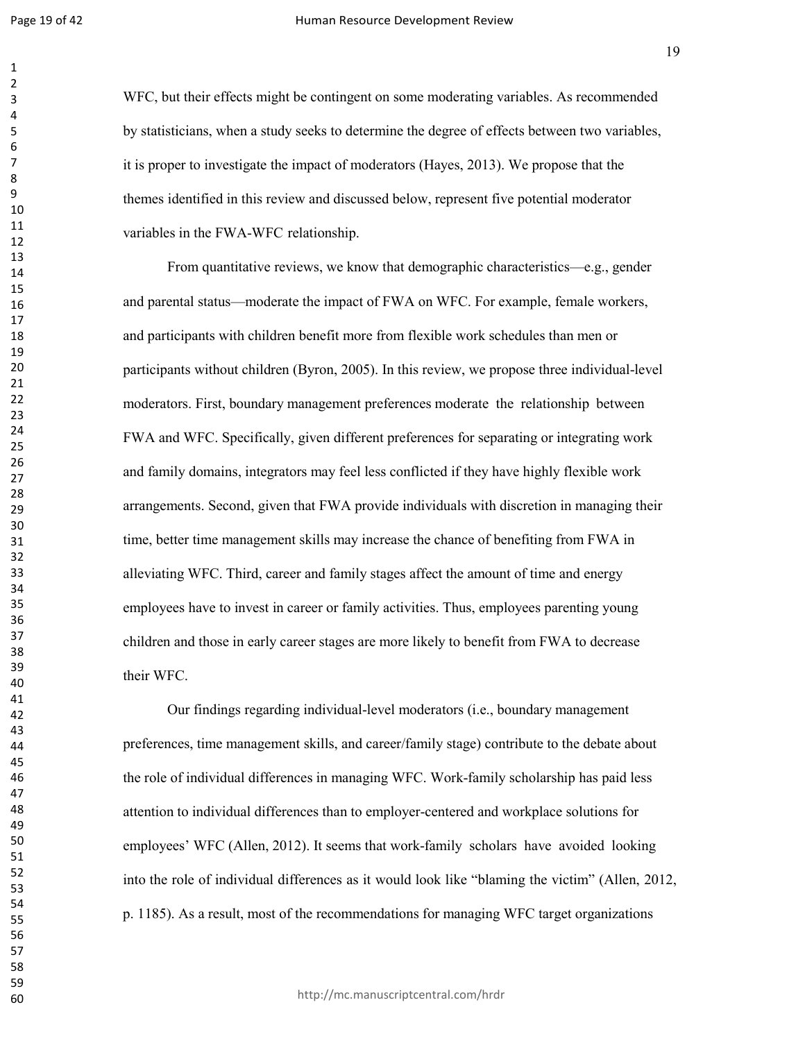WFC, but their effects might be contingent on some moderating variables. As recommended by statisticians, when a study seeks to determine the degree of effects between two variables, it is proper to investigate the impact of moderators (Hayes, 2013). We propose that the themes identified in this review and discussed below, represent five potential moderator variables in the FWA-WFC relationship.

From quantitative reviews, we know that demographic characteristics—e.g., gender and parental status—moderate the impact of FWA on WFC. For example, female workers, and participants with children benefit more from flexible work schedules than men or participants without children (Byron, 2005). In this review, we propose three individual-level moderators. First, boundary management preferences moderate the relationship between FWA and WFC. Specifically, given different preferences for separating or integrating work and family domains, integrators may feel less conflicted if they have highly flexible work arrangements. Second, given that FWA provide individuals with discretion in managing their time, better time management skills may increase the chance of benefiting from FWA in alleviating WFC. Third, career and family stages affect the amount of time and energy employees have to invest in career or family activities. Thus, employees parenting young children and those in early career stages are more likely to benefit from FWA to decrease their WFC.

Our findings regarding individual-level moderators (i.e., boundary management preferences, time management skills, and career/family stage) contribute to the debate about the role of individual differences in managing WFC. Work-family scholarship has paid less attention to individual differences than to employer-centered and workplace solutions for employees' WFC (Allen, 2012). It seems that work-family scholars have avoided looking into the role of individual differences as it would look like "blaming the victim" (Allen, 2012, p. 1185). As a result, most of the recommendations for managing WFC target organizations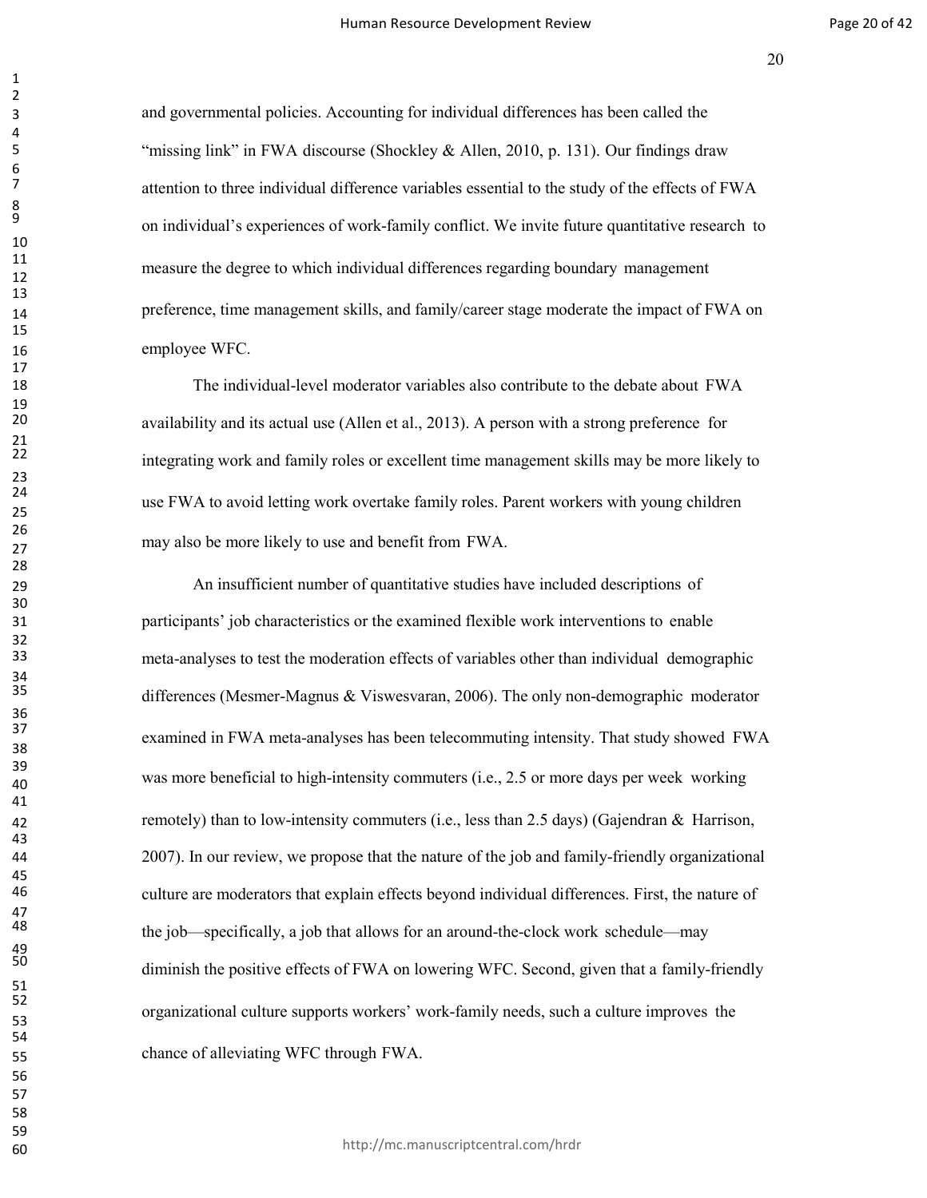and governmental policies. Accounting for individual differences has been called the "missing link" in FWA discourse (Shockley & Allen, 2010, p. 131). Our findings draw attention to three individual difference variables essential to the study of the effects of FWA on individual's experiences of work-family conflict. We invite future quantitative research to measure the degree to which individual differences regarding boundary management preference, time management skills, and family/career stage moderate the impact of FWA on employee WFC.

The individual-level moderator variables also contribute to the debate about FWA availability and its actual use (Allen et al., 2013). A person with a strong preference for integrating work and family roles or excellent time management skills may be more likely to use FWA to avoid letting work overtake family roles. Parent workers with young children may also be more likely to use and benefit from FWA.

An insufficient number of quantitative studies have included descriptions of participants' job characteristics or the examined flexible work interventions to enable meta-analyses to test the moderation effects of variables other than individual demographic differences (Mesmer-Magnus & Viswesvaran, 2006). The only non-demographic moderator examined in FWA meta-analyses has been telecommuting intensity. That study showed FWA was more beneficial to high-intensity commuters (i.e., 2.5 or more days per week working remotely) than to low-intensity commuters (i.e., less than 2.5 days) (Gajendran & Harrison, 2007). In our review, we propose that the nature of the job and family-friendly organizational culture are moderators that explain effects beyond individual differences. First, the nature of the job—specifically, a job that allows for an around-the-clock work schedule—may diminish the positive effects of FWA on lowering WFC. Second, given that a family-friendly organizational culture supports workers' work-family needs, such a culture improves the chance of alleviating WFC through FWA.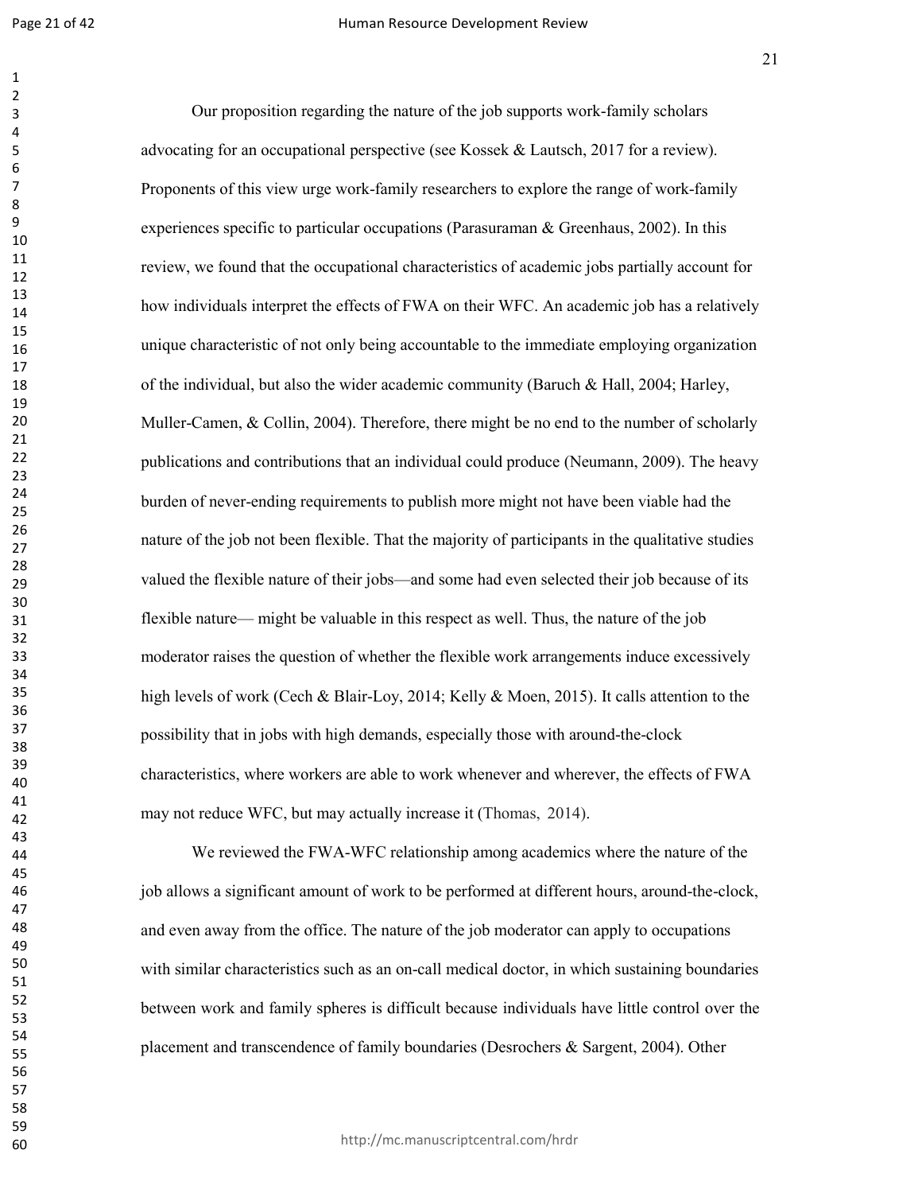Our proposition regarding the nature of the job supports work-family scholars advocating for an occupational perspective (see Kossek & Lautsch, 2017 for a review). Proponents of this view urge work-family researchers to explore the range of work-family experiences specific to particular occupations (Parasuraman & Greenhaus, 2002). In this review, we found that the occupational characteristics of academic jobs partially account for how individuals interpret the effects of FWA on their WFC. An academic job has a relatively unique characteristic of not only being accountable to the immediate employing organization of the individual, but also the wider academic community (Baruch & Hall, 2004; Harley, Muller-Camen, & Collin, 2004). Therefore, there might be no end to the number of scholarly publications and contributions that an individual could produce (Neumann, 2009). The heavy burden of never-ending requirements to publish more might not have been viable had the nature of the job not been flexible. That the majority of participants in the qualitative studies valued the flexible nature of their jobs—and some had even selected their job because of its flexible nature— might be valuable in this respect as well. Thus, the nature of the job moderator raises the question of whether the flexible work arrangements induce excessively high levels of work (Cech & Blair-Loy, 2014; Kelly & Moen, 2015). It calls attention to the possibility that in jobs with high demands, especially those with around-the-clock characteristics, where workers are able to work whenever and wherever, the effects of FWA may not reduce WFC, but may actually increase it (Thomas, 2014).

We reviewed the FWA-WFC relationship among academics where the nature of the job allows a significant amount of work to be performed at different hours, around-the-clock, and even away from the office. The nature of the job moderator can apply to occupations with similar characteristics such as an on-call medical doctor, in which sustaining boundaries between work and family spheres is difficult because individuals have little control over the placement and transcendence of family boundaries (Desrochers & Sargent, 2004). Other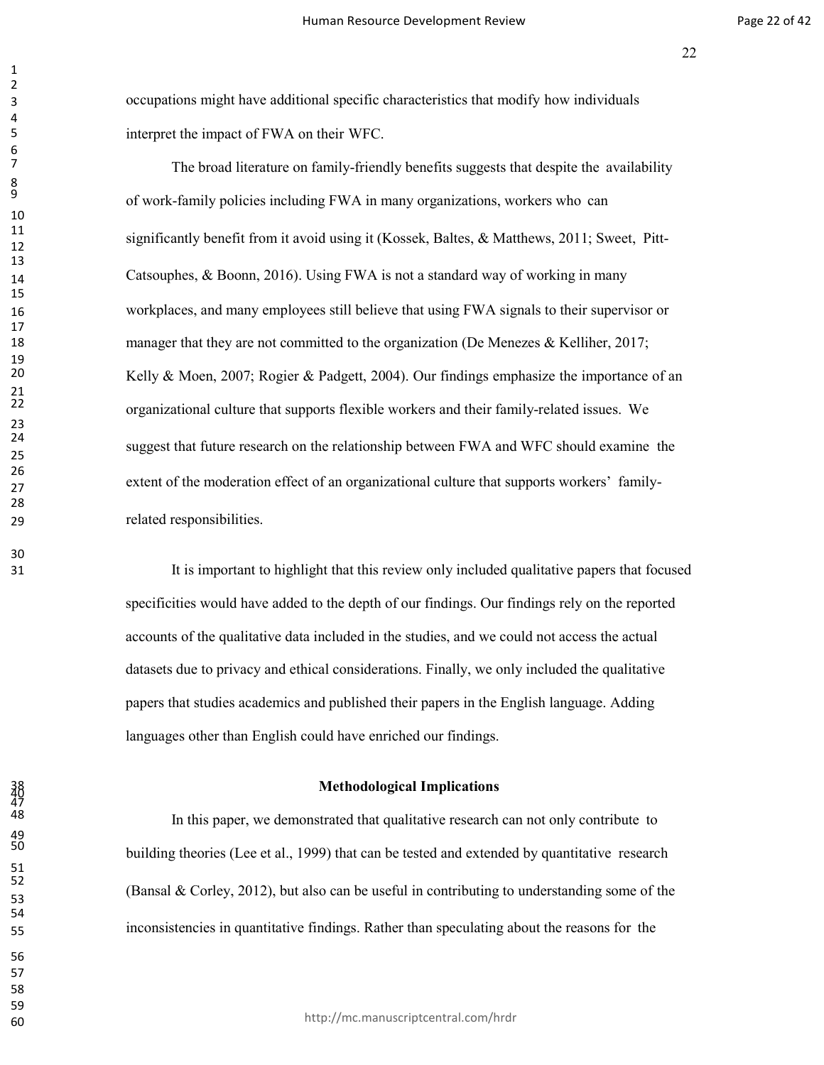occupations might have additional specific characteristics that modify how individuals interpret the impact of FWA on their WFC.

The broad literature on family-friendly benefits suggests that despite the availability of work-family policies including FWA in many organizations, workers who can significantly benefit from it avoid using it (Kossek, Baltes, & Matthews, 2011; Sweet, Pitt-Catsouphes, & Boonn, 2016). Using FWA is not a standard way of working in many workplaces, and many employees still believe that using FWA signals to their supervisor or manager that they are not committed to the organization (De Menezes & Kelliher, 2017; Kelly & Moen, 2007; Rogier & Padgett, 2004). Our findings emphasize the importance of an organizational culture that supports flexible workers and their family-related issues. We suggest that future research on the relationship between FWA and WFC should examine the extent of the moderation effect of an organizational culture that supports workers' family-related responsibilities.

It is important to highlight that this review only included qualitative papers that focused specificities would have added to the depth of our findings. Our findings rely on the reported accounts of the qualitative data included in the studies, and we could not access the actual datasets due to privacy and ethical considerations. Finally, we only included the qualitative papers that studies academics and published their papers in the English language. Adding languages other than English could have enriched our findings.

## Methodological Implications

In this paper, we demonstrated that qualitative research can not only contribute to building theories (Lee et al., 1999) that can be tested and extended by quantitative research (Bansal & Corley, 2012), but also can be useful in contributing to understanding some of the inconsistencies in quantitative findings. Rather than speculating about the reasons for the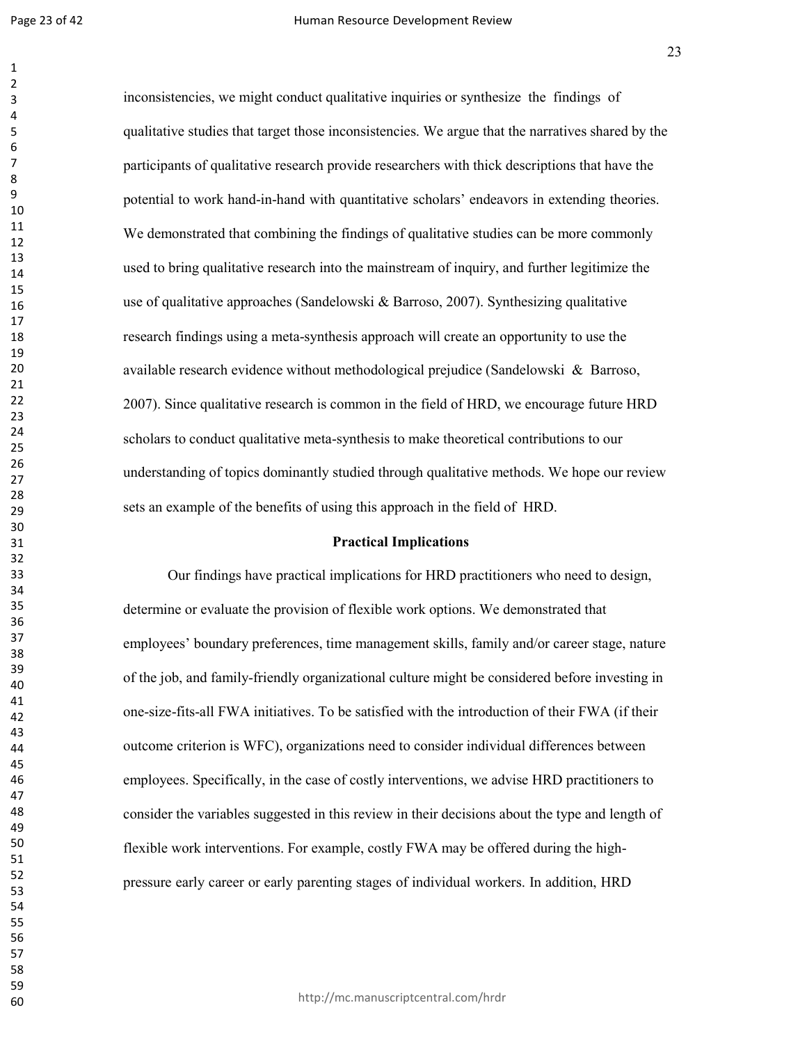inconsistencies, we might conduct qualitative inquiries or synthesize the findings of qualitative studies that target those inconsistencies. We argue that the narratives shared by the participants of qualitative research provide researchers with thick descriptions that have the potential to work hand-in-hand with quantitative scholars' endeavors in extending theories. We demonstrated that combining the findings of qualitative studies can be more commonly used to bring qualitative research into the mainstream of inquiry, and further legitimize the use of qualitative approaches (Sandelowski & Barroso, 2007). Synthesizing qualitative research findings using a meta-synthesis approach will create an opportunity to use the available research evidence without methodological prejudice (Sandelowski & Barroso, 2007). Since qualitative research is common in the field of HRD, we encourage future HRD scholars to conduct qualitative meta-synthesis to make theoretical contributions to our understanding of topics dominantly studied through qualitative methods. We hope our review sets an example of the benefits of using this approach in the field of HRD.

## Practical Implications

Our findings have practical implications for HRD practitioners who need to design, determine or evaluate the provision of flexible work options. We demonstrated that employees' boundary preferences, time management skills, family and/or career stage, nature of the job, and family-friendly organizational culture might be considered before investing in one-size-fits-all FWA initiatives. To be satisfied with the introduction of their FWA (if their outcome criterion is WFC), organizations need to consider individual differences between employees. Specifically, in the case of costly interventions, we advise HRD practitioners to consider the variables suggested in this review in their decisions about the type and length of flexible work interventions. For example, costly FWA may be offered during the high-pressure early career or early parenting stages of individual workers. In addition, HRD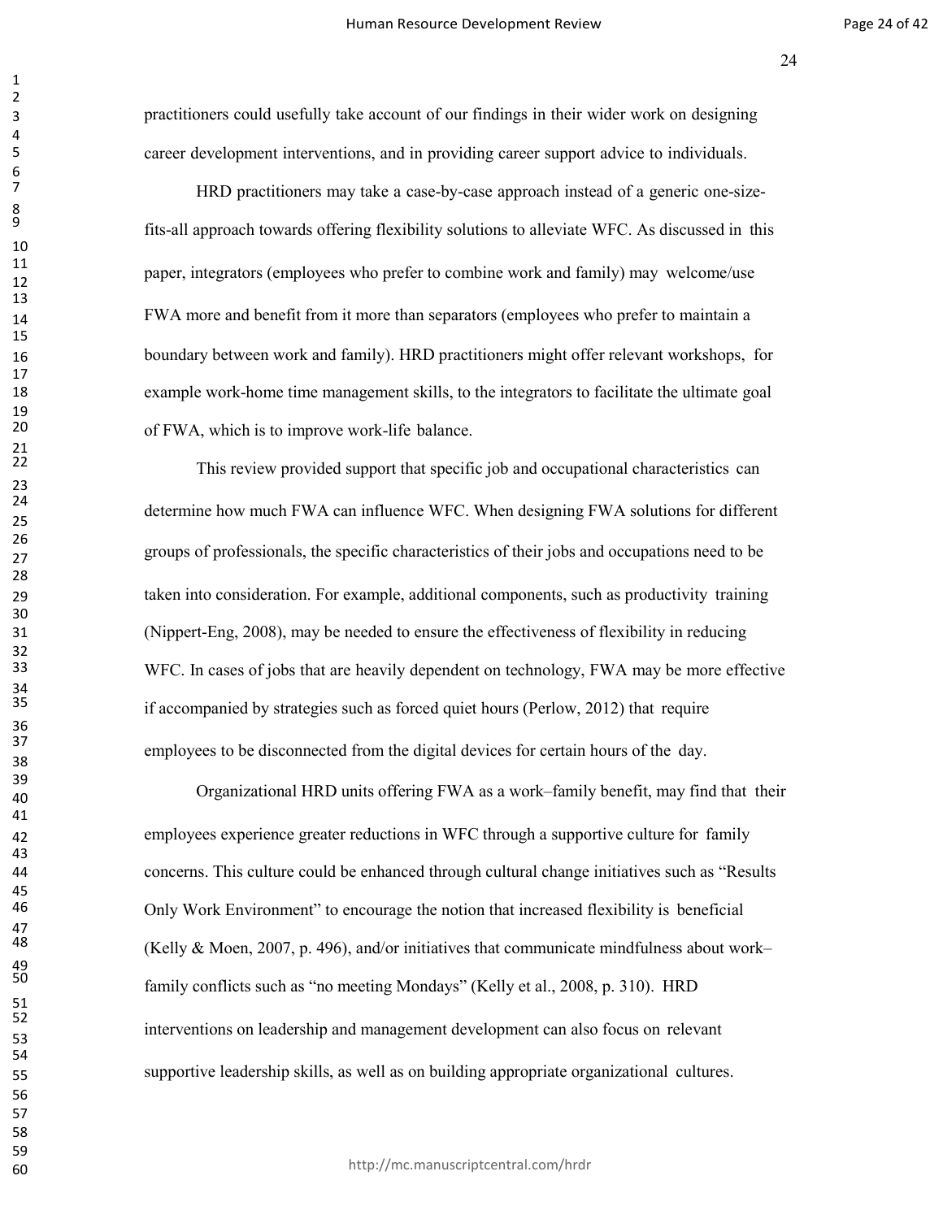practitioners could usefully take account of our findings in their wider work on designing career development interventions, and in providing career support advice to individuals.

HRD practitioners may take a case-by-case approach instead of a generic one-size-fits-all approach towards offering flexibility solutions to alleviate WFC. As discussed in this paper, integrators (employees who prefer to combine work and family) may welcome/use FWA more and benefit from it more than separators (employees who prefer to maintain a boundary between work and family). HRD practitioners might offer relevant workshops, for example work-home time management skills, to the integrators to facilitate the ultimate goal of FWA, which is to improve work-life balance.

This review provided support that specific job and occupational characteristics can determine how much FWA can influence WFC. When designing FWA solutions for different groups of professionals, the specific characteristics of their jobs and occupations need to be taken into consideration. For example, additional components, such as productivity training (Nippert-Eng, 2008), may be needed to ensure the effectiveness of flexibility in reducing WFC. In cases of jobs that are heavily dependent on technology, FWA may be more effective if accompanied by strategies such as forced quiet hours (Perlow, 2012) that require employees to be disconnected from the digital devices for certain hours of the day.

Organizational HRD units offering FWA as a work–family benefit, may find that their employees experience greater reductions in WFC through a supportive culture for family concerns. This culture could be enhanced through cultural change initiatives such as "Results Only Work Environment" to encourage the notion that increased flexibility is beneficial (Kelly & Moen, 2007, p. 496), and/or initiatives that communicate mindfulness about work–family conflicts such as "no meeting Mondays" (Kelly et al., 2008, p. 310). HRD interventions on leadership and management development can also focus on relevant supportive leadership skills, as well as on building appropriate organizational cultures.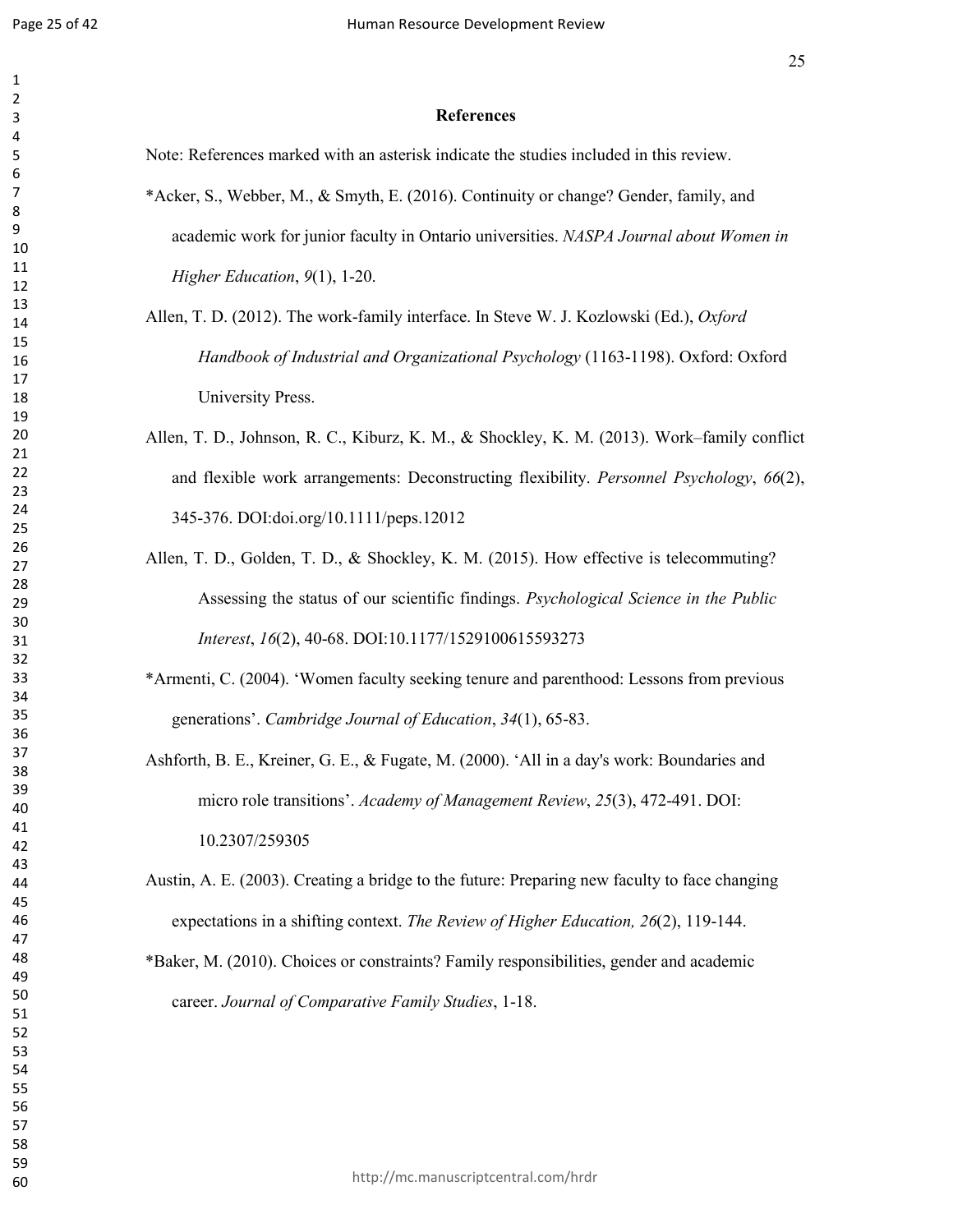## References

Note: References marked with an asterisk indicate the studies included in this review.

*Acker, S., Webber, M., & Smyth, E. (2016). Continuity or change? Gender, family, and academic work for junior faculty in Ontario universities. *NASPA Journal about Women in Higher Education*, *9*(1), 1-20.

Allen, T. D. (2012). The work-family interface. In Steve W. J. Kozlowski (Ed.), *Oxford Handbook of Industrial and Organizational Psychology* (1163-1198). Oxford: Oxford University Press.

Allen, T. D., Johnson, R. C., Kiburz, K. M., & Shockley, K. M. (2013). Work–family conflict and flexible work arrangements: Deconstructing flexibility. *Personnel Psychology*, *66*(2), 345-376. DOI:doi.org/10.1111/peps.12012

Allen, T. D., Golden, T. D., & Shockley, K. M. (2015). How effective is telecommuting? Assessing the status of our scientific findings. *Psychological Science in the Public Interest*, *16*(2), 40-68. DOI:10.1177/1529100615593273

*Armenti, C. (2004). 'Women faculty seeking tenure and parenthood: Lessons from previous generations'. *Cambridge Journal of Education*, *34*(1), 65-83.

Ashforth, B. E., Kreiner, G. E., & Fugate, M. (2000). 'All in a day's work: Boundaries and micro role transitions'. *Academy of Management Review*, *25*(3), 472-491. DOI: 10.2307/259305

Austin, A. E. (2003). Creating a bridge to the future: Preparing new faculty to face changing expectations in a shifting context. *The Review of Higher Education, 26*(2), 119-144.

*Baker, M. (2010). Choices or constraints? Family responsibilities, gender and academic career. *Journal of Comparative Family Studies*, 1-18.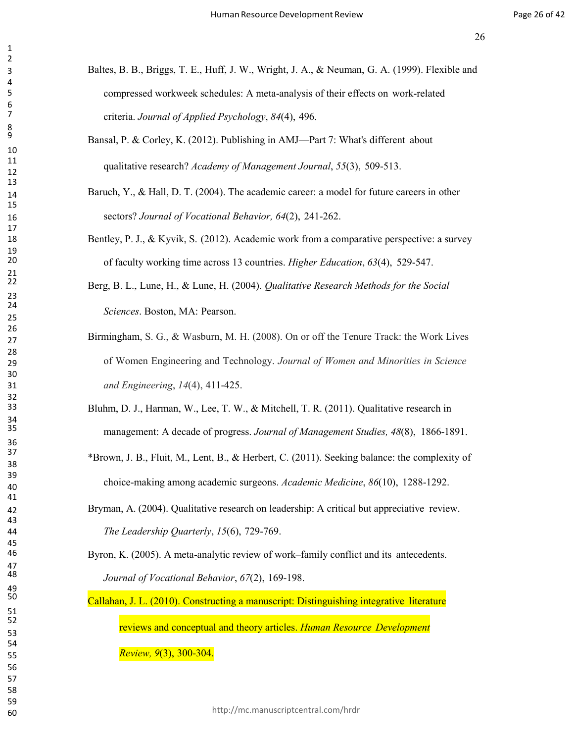Baltes, B. B., Briggs, T. E., Huff, J. W., Wright, J. A., & Neuman, G. A. (1999). Flexible and compressed workweek schedules: A meta-analysis of their effects on work-related criteria. *Journal of Applied Psychology*, *84*(4), 496.

Bansal, P. & Corley, K. (2012). Publishing in AMJ—Part 7: What's different about qualitative research? *Academy of Management Journal*, *55*(3), 509-513.

Baruch, Y., & Hall, D. T. (2004). The academic career: a model for future careers in other sectors? *Journal of Vocational Behavior, 64*(2), 241-262.

Bentley, P. J., & Kyvik, S. (2012). Academic work from a comparative perspective: a survey of faculty working time across 13 countries. *Higher Education*, *63*(4), 529-547.

Berg, B. L., Lune, H., & Lune, H. (2004). *Qualitative Research Methods for the Social Sciences*. Boston, MA: Pearson.

Birmingham, S. G., & Wasburn, M. H. (2008). On or off the Tenure Track: the Work Lives of Women Engineering and Technology. *Journal of Women and Minorities in Science and Engineering*, *14*(4), 411-425.

Bluhm, D. J., Harman, W., Lee, T. W., & Mitchell, T. R. (2011). Qualitative research in management: A decade of progress. *Journal of Management Studies, 48*(8), 1866-1891.

*Brown, J. B., Fluit, M., Lent, B., & Herbert, C. (2011). Seeking balance: the complexity of choice-making among academic surgeons. *Academic Medicine*, *86*(10), 1288-1292.

Bryman, A. (2004). Qualitative research on leadership: A critical but appreciative review. *The Leadership Quarterly*, *15*(6), 729-769.

Byron, K. (2005). A meta-analytic review of work–family conflict and its antecedents. *Journal of Vocational Behavior*, *67*(2), 169-198.

Callahan, J. L. (2010). Constructing a manuscript: Distinguishing integrative literature reviews and conceptual and theory articles. *Human Resource Development Review, 9*(3), 300-304.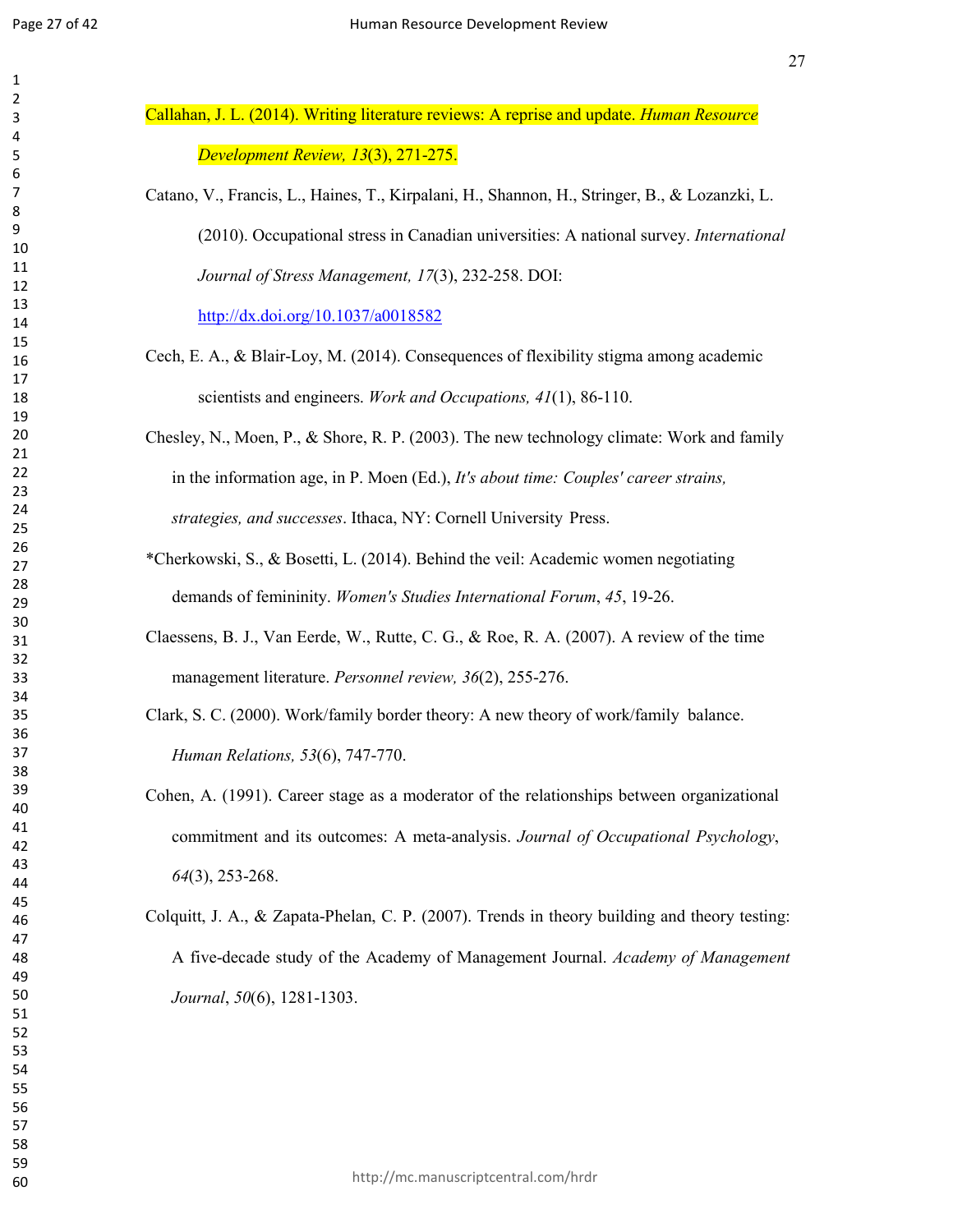Callahan, J. L. (2014). Writing literature reviews: A reprise and update. *Human Resource Development Review, 13*(3), 271-275.

Catano, V., Francis, L., Haines, T., Kirpalani, H., Shannon, H., Stringer, B., & Lozanzki, L. (2010). Occupational stress in Canadian universities: A national survey. *International Journal of Stress Management, 17*(3), 232-258. DOI: http://dx.doi.org/10.1037/a0018582

Cech, E. A., & Blair-Loy, M. (2014). Consequences of flexibility stigma among academic scientists and engineers. *Work and Occupations, 41*(1), 86-110.

Chesley, N., Moen, P., & Shore, R. P. (2003). The new technology climate: Work and family in the information age, in P. Moen (Ed.), *It's about time: Couples' career strains, strategies, and successes*. Ithaca, NY: Cornell University Press.

*Cherkowski, S., & Bosetti, L. (2014). Behind the veil: Academic women negotiating demands of femininity. *Women's Studies International Forum*, *45*, 19-26.

Claessens, B. J., Van Eerde, W., Rutte, C. G., & Roe, R. A. (2007). A review of the time management literature. *Personnel review, 36*(2), 255-276.

Clark, S. C. (2000). Work/family border theory: A new theory of work/family balance. *Human Relations, 53*(6), 747-770.

Cohen, A. (1991). Career stage as a moderator of the relationships between organizational commitment and its outcomes: A meta-analysis. *Journal of Occupational Psychology*, *64*(3), 253-268.

Colquitt, J. A., & Zapata-Phelan, C. P. (2007). Trends in theory building and theory testing: A five-decade study of the Academy of Management Journal. *Academy of Management Journal*, *50*(6), 1281-1303.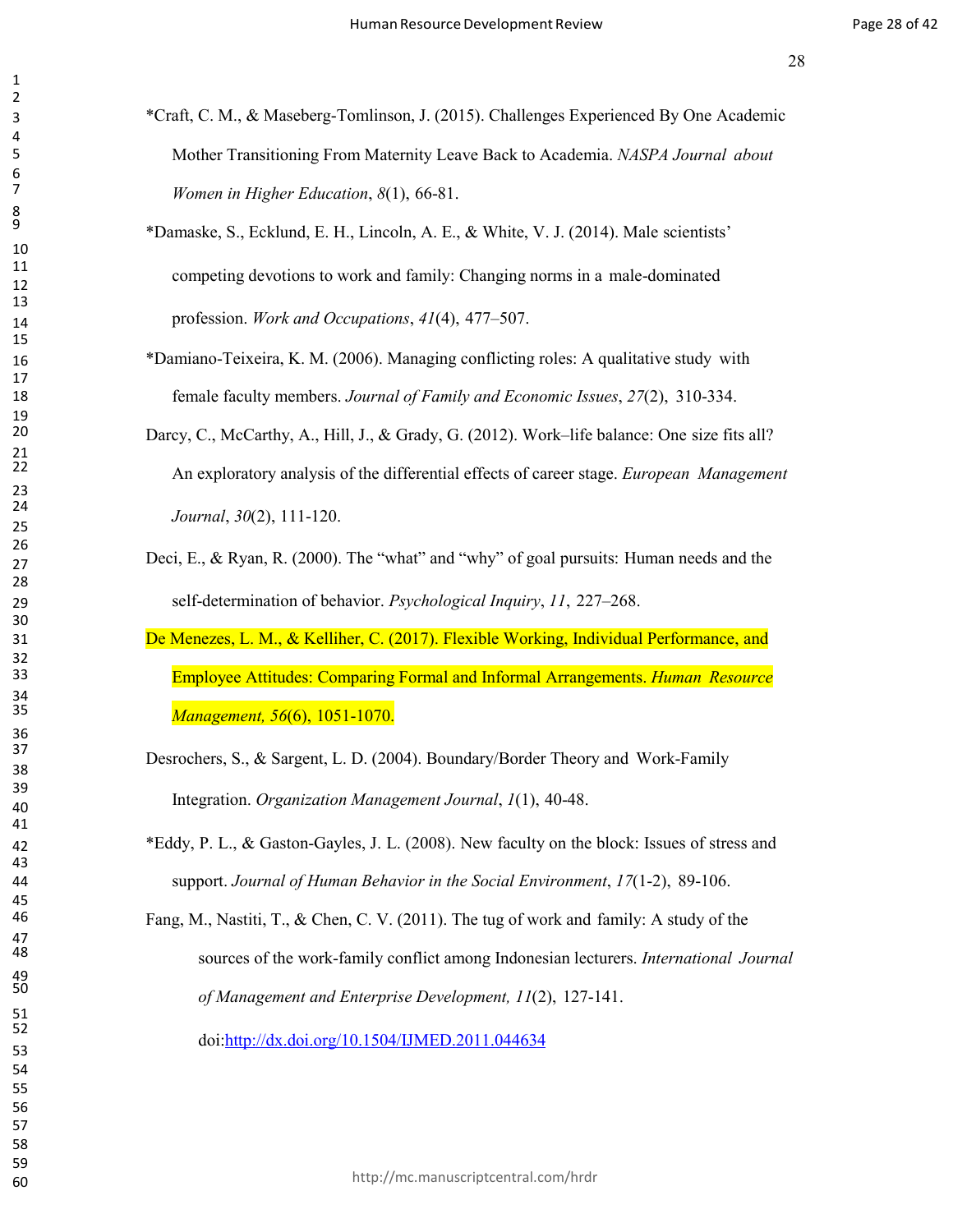*Craft, C. M., & Maseberg-Tomlinson, J. (2015). Challenges Experienced By One Academic Mother Transitioning From Maternity Leave Back to Academia. *NASPA Journal about Women in Higher Education*, *8*(1), 66-81.

*Damaske, S., Ecklund, E. H., Lincoln, A. E., & White, V. J. (2014). Male scientists' competing devotions to work and family: Changing norms in a male-dominated profession. *Work and Occupations*, *41*(4), 477–507.

*Damiano-Teixeira, K. M. (2006). Managing conflicting roles: A qualitative study with female faculty members. *Journal of Family and Economic Issues*, *27*(2), 310-334.

Darcy, C., McCarthy, A., Hill, J., & Grady, G. (2012). Work–life balance: One size fits all? An exploratory analysis of the differential effects of career stage. *European Management Journal*, *30*(2), 111-120.

Deci, E., & Ryan, R. (2000). The "what" and "why" of goal pursuits: Human needs and the self-determination of behavior. *Psychological Inquiry*, *11*, 227–268.

De Menezes, L. M., & Kelliher, C. (2017). Flexible Working, Individual Performance, and Employee Attitudes: Comparing Formal and Informal Arrangements. *Human Resource Management, 56*(6), 1051-1070.

Desrochers, S., & Sargent, L. D. (2004). Boundary/Border Theory and Work-Family Integration. *Organization Management Journal*, *1*(1), 40-48.

*Eddy, P. L., & Gaston-Gayles, J. L. (2008). New faculty on the block: Issues of stress and support. *Journal of Human Behavior in the Social Environment*, *17*(1-2), 89-106.

Fang, M., Nastiti, T., & Chen, C. V. (2011). The tug of work and family: A study of the sources of the work-family conflict among Indonesian lecturers. *International Journal of Management and Enterprise Development, 11*(2), 127-141. doi:http://dx.doi.org/10.1504/IJMED.2011.044634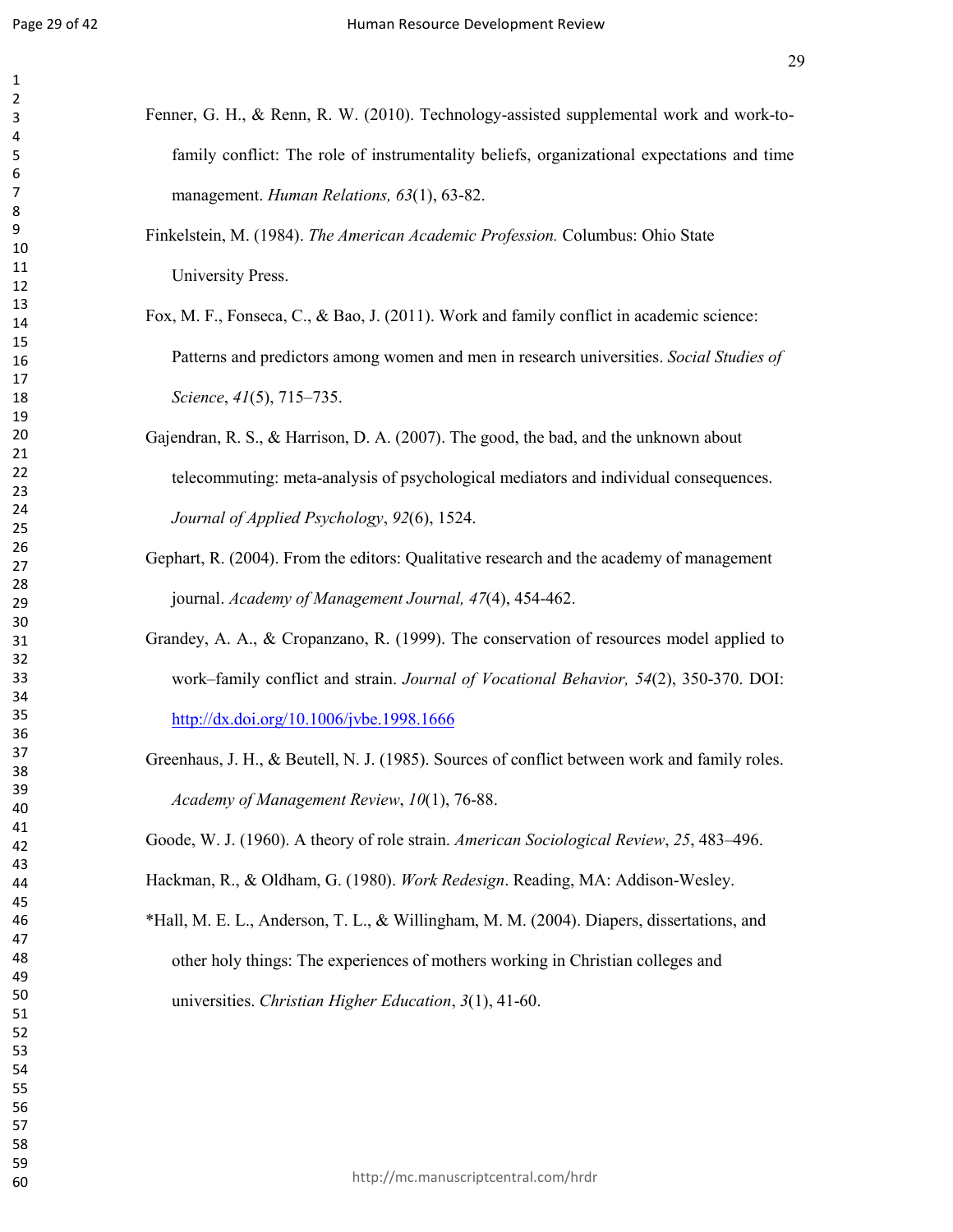Fenner, G. H., & Renn, R. W. (2010). Technology-assisted supplemental work and work-to-family conflict: The role of instrumentality beliefs, organizational expectations and time management. *Human Relations, 63*(1), 63-82.

Finkelstein, M. (1984). *The American Academic Profession.* Columbus: Ohio State University Press.

Fox, M. F., Fonseca, C., & Bao, J. (2011). Work and family conflict in academic science: Patterns and predictors among women and men in research universities. *Social Studies of Science*, *41*(5), 715–735.

Gajendran, R. S., & Harrison, D. A. (2007). The good, the bad, and the unknown about telecommuting: meta-analysis of psychological mediators and individual consequences. *Journal of Applied Psychology*, *92*(6), 1524.

Gephart, R. (2004). From the editors: Qualitative research and the academy of management journal. *Academy of Management Journal, 47*(4), 454-462.

Grandey, A. A., & Cropanzano, R. (1999). The conservation of resources model applied to work–family conflict and strain. *Journal of Vocational Behavior, 54*(2), 350-370. DOI: http://dx.doi.org/10.1006/jvbe.1998.1666

Greenhaus, J. H., & Beutell, N. J. (1985). Sources of conflict between work and family roles. *Academy of Management Review*, *10*(1), 76-88.

Goode, W. J. (1960). A theory of role strain. *American Sociological Review*, *25*, 483–496.

Hackman, R., & Oldham, G. (1980). *Work Redesign*. Reading, MA: Addison-Wesley.

*Hall, M. E. L., Anderson, T. L., & Willingham, M. M. (2004). Diapers, dissertations, and other holy things: The experiences of mothers working in Christian colleges and universities. *Christian Higher Education*, *3*(1), 41-60.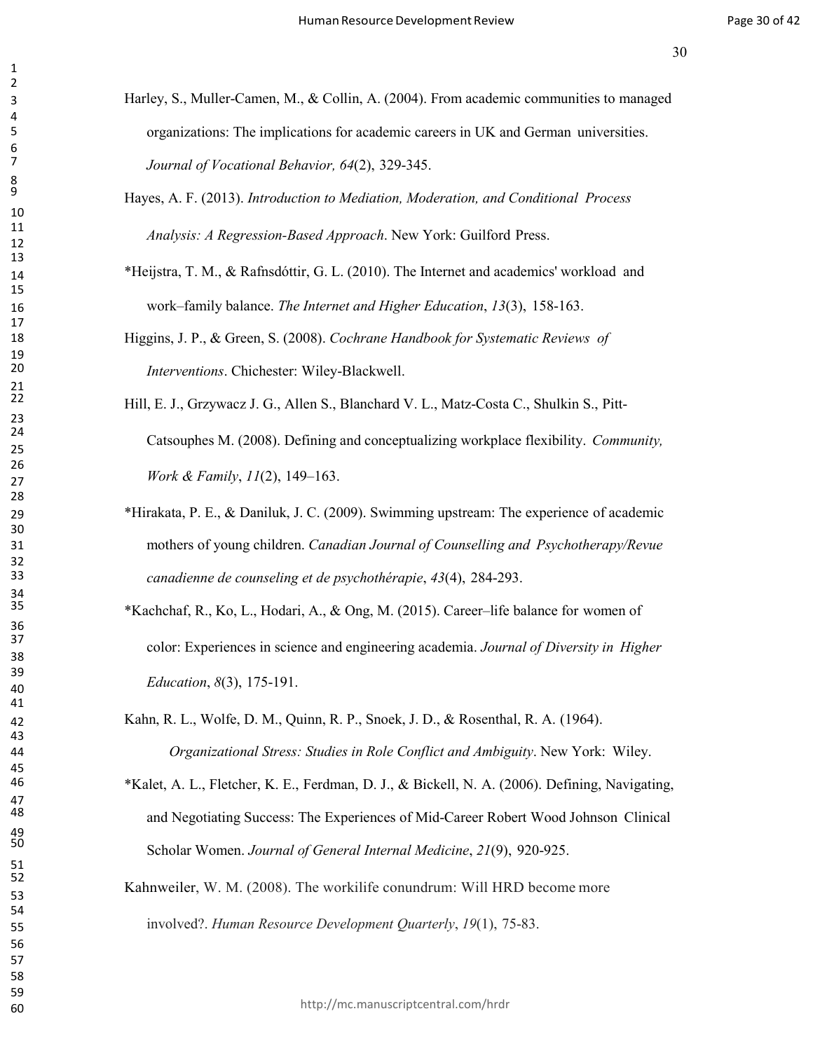Harley, S., Muller-Camen, M., & Collin, A. (2004). From academic communities to managed organizations: The implications for academic careers in UK and German universities. *Journal of Vocational Behavior, 64*(2), 329-345.

Hayes, A. F. (2013). *Introduction to Mediation, Moderation, and Conditional Process Analysis: A Regression-Based Approach*. New York: Guilford Press.

*Heijstra, T. M., & Rafnsdóttir, G. L. (2010). The Internet and academics' workload and work–family balance. *The Internet and Higher Education*, *13*(3), 158-163.

Higgins, J. P., & Green, S. (2008). *Cochrane Handbook for Systematic Reviews of Interventions*. Chichester: Wiley-Blackwell.

Hill, E. J., Grzywacz J. G., Allen S., Blanchard V. L., Matz-Costa C., Shulkin S., Pitt-Catsouphes M. (2008). Defining and conceptualizing workplace flexibility. *Community, Work & Family*, *11*(2), 149–163.

*Hirakata, P. E., & Daniluk, J. C. (2009). Swimming upstream: The experience of academic mothers of young children. *Canadian Journal of Counselling and Psychotherapy/Revue canadienne de counseling et de psychothérapie*, *43*(4), 284-293.

*Kachchaf, R., Ko, L., Hodari, A., & Ong, M. (2015). Career–life balance for women of color: Experiences in science and engineering academia. *Journal of Diversity in Higher Education*, *8*(3), 175-191.

Kahn, R. L., Wolfe, D. M., Quinn, R. P., Snoek, J. D., & Rosenthal, R. A. (1964). *Organizational Stress: Studies in Role Conflict and Ambiguity*. New York: Wiley.

*Kalet, A. L., Fletcher, K. E., Ferdman, D. J., & Bickell, N. A. (2006). Defining, Navigating, and Negotiating Success: The Experiences of Mid-Career Robert Wood Johnson Clinical Scholar Women. *Journal of General Internal Medicine*, *21*(9), 920-925.

Kahnweiler, W. M. (2008). The workilife conundrum: Will HRD become more involved?. *Human Resource Development Quarterly*, *19*(1), 75-83.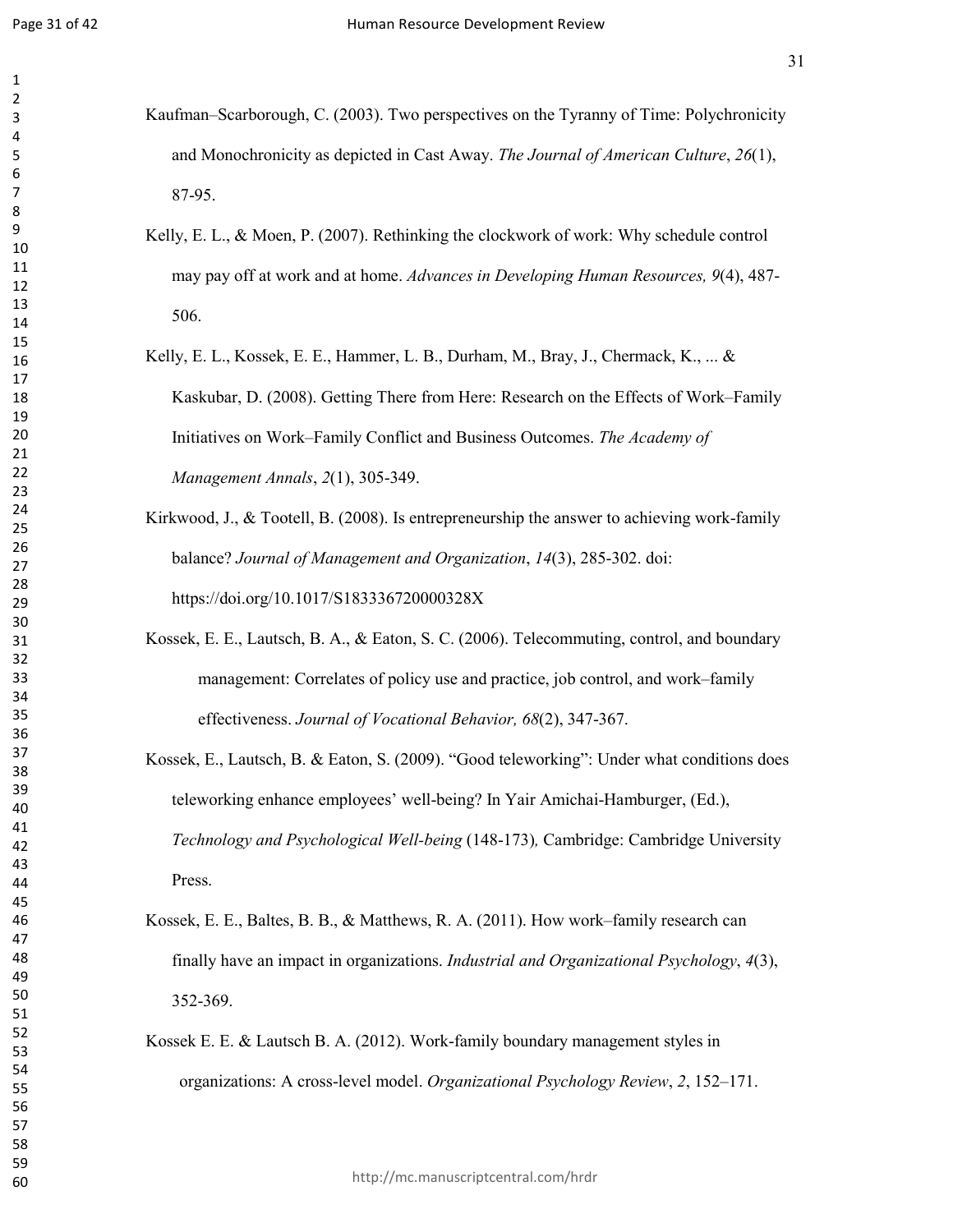Kaufman–Scarborough, C. (2003). Two perspectives on the Tyranny of Time: Polychronicity and Monochronicity as depicted in Cast Away. *The Journal of American Culture*, *26*(1), 87-95.

Kelly, E. L., & Moen, P. (2007). Rethinking the clockwork of work: Why schedule control may pay off at work and at home. *Advances in Developing Human Resources, 9*(4), 487-506.

Kelly, E. L., Kossek, E. E., Hammer, L. B., Durham, M., Bray, J., Chermack, K., ... & Kaskubar, D. (2008). Getting There from Here: Research on the Effects of Work–Family Initiatives on Work–Family Conflict and Business Outcomes. *The Academy of Management Annals*, *2*(1), 305-349.

Kirkwood, J., & Tootell, B. (2008). Is entrepreneurship the answer to achieving work-family balance? *Journal of Management and Organization*, *14*(3), 285-302. doi: https://doi.org/10.1017/S183336720000328X

Kossek, E. E., Lautsch, B. A., & Eaton, S. C. (2006). Telecommuting, control, and boundary management: Correlates of policy use and practice, job control, and work–family effectiveness. *Journal of Vocational Behavior, 68*(2), 347-367.

Kossek, E., Lautsch, B. & Eaton, S. (2009). "Good teleworking": Under what conditions does teleworking enhance employees' well-being? In Yair Amichai-Hamburger, (Ed.), *Technology and Psychological Well-being* (148-173)*,* Cambridge: Cambridge University Press.

Kossek, E. E., Baltes, B. B., & Matthews, R. A. (2011). How work–family research can finally have an impact in organizations. *Industrial and Organizational Psychology*, *4*(3), 352-369.

Kossek E. E. & Lautsch B. A. (2012). Work-family boundary management styles in organizations: A cross-level model. *Organizational Psychology Review*, *2*, 152–171.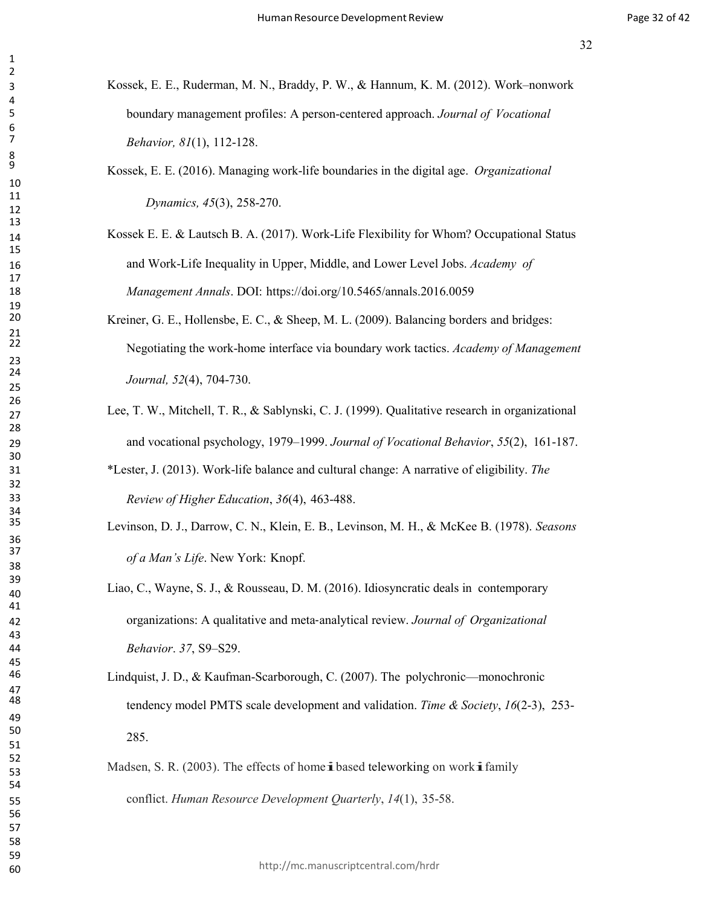Kossek, E. E., Ruderman, M. N., Braddy, P. W., & Hannum, K. M. (2012). Work–nonwork boundary management profiles: A person-centered approach. *Journal of Vocational Behavior, 81*(1), 112-128.

Kossek, E. E. (2016). Managing work-life boundaries in the digital age. *Organizational Dynamics, 45*(3), 258-270.

Kossek E. E. & Lautsch B. A. (2017). Work-Life Flexibility for Whom? Occupational Status and Work-Life Inequality in Upper, Middle, and Lower Level Jobs. *Academy of Management Annals*. DOI: https://doi.org/10.5465/annals.2016.0059

Kreiner, G. E., Hollensbe, E. C., & Sheep, M. L. (2009). Balancing borders and bridges: Negotiating the work-home interface via boundary work tactics. *Academy of Management Journal, 52*(4), 704-730.

Lee, T. W., Mitchell, T. R., & Sablynski, C. J. (1999). Qualitative research in organizational and vocational psychology, 1979–1999. *Journal of Vocational Behavior*, *55*(2), 161-187.

*Lester, J. (2013). Work-life balance and cultural change: A narrative of eligibility. *The Review of Higher Education*, *36*(4), 463-488.

Levinson, D. J., Darrow, C. N., Klein, E. B., Levinson, M. H., & McKee B. (1978). *Seasons of a Man's Life*. New York: Knopf.

Liao, C., Wayne, S. J., & Rousseau, D. M. (2016). Idiosyncratic deals in contemporary organizations: A qualitative and meta-analytical review. *Journal of Organizational Behavior*. *37*, S9–S29.

Lindquist, J. D., & Kaufman-Scarborough, C. (2007). The polychronic—monochronic tendency model PMTS scale development and validation. *Time & Society*, *16*(2-3), 253-285.

Madsen, S. R. (2003). The effects of home‐based teleworking on work‐family conflict. *Human Resource Development Quarterly*, *14*(1), 35-58.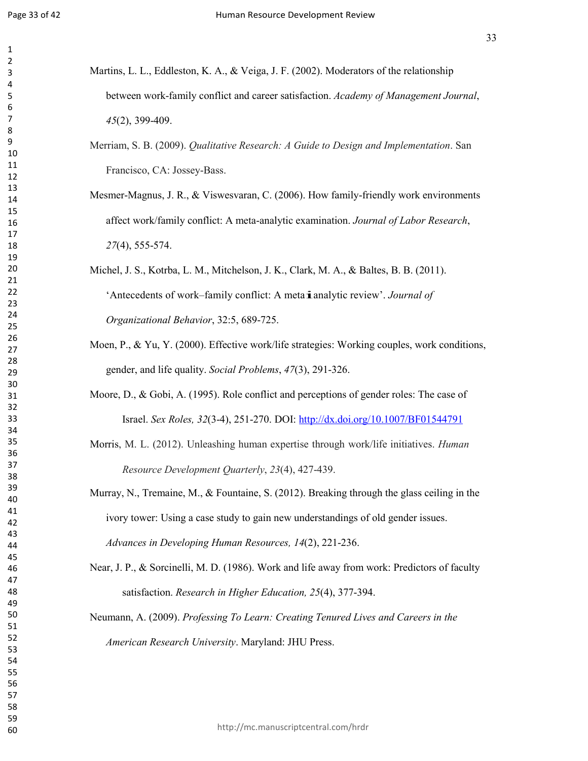Martins, L. L., Eddleston, K. A., & Veiga, J. F. (2002). Moderators of the relationship between work-family conflict and career satisfaction. *Academy of Management Journal*, *45*(2), 399-409.

Merriam, S. B. (2009). *Qualitative Research: A Guide to Design and Implementation*. San Francisco, CA: Jossey-Bass.

Mesmer-Magnus, J. R., & Viswesvaran, C. (2006). How family-friendly work environments affect work/family conflict: A meta-analytic examination. *Journal of Labor Research*, *27*(4), 555-574.

Michel, J. S., Kotrba, L. M., Mitchelson, J. K., Clark, M. A., & Baltes, B. B. (2011). 'Antecedents of work–family conflict: A meta‐analytic review'. *Journal of Organizational Behavior*, 32:5, 689-725.

Moen, P., & Yu, Y. (2000). Effective work/life strategies: Working couples, work conditions, gender, and life quality. *Social Problems*, *47*(3), 291-326.

Moore, D., & Gobi, A. (1995). Role conflict and perceptions of gender roles: The case of Israel. *Sex Roles, 32*(3-4), 251-270. DOI: http://dx.doi.org/10.1007/BF01544791

Morris, M. L. (2012). Unleashing human expertise through work/life initiatives. *Human Resource Development Quarterly*, *23*(4), 427-439.

Murray, N., Tremaine, M., & Fountaine, S. (2012). Breaking through the glass ceiling in the ivory tower: Using a case study to gain new understandings of old gender issues. *Advances in Developing Human Resources, 14*(2), 221-236.

Near, J. P., & Sorcinelli, M. D. (1986). Work and life away from work: Predictors of faculty satisfaction. *Research in Higher Education, 25*(4), 377-394.

Neumann, A. (2009). *Professing To Learn: Creating Tenured Lives and Careers in the American Research University*. Maryland: JHU Press.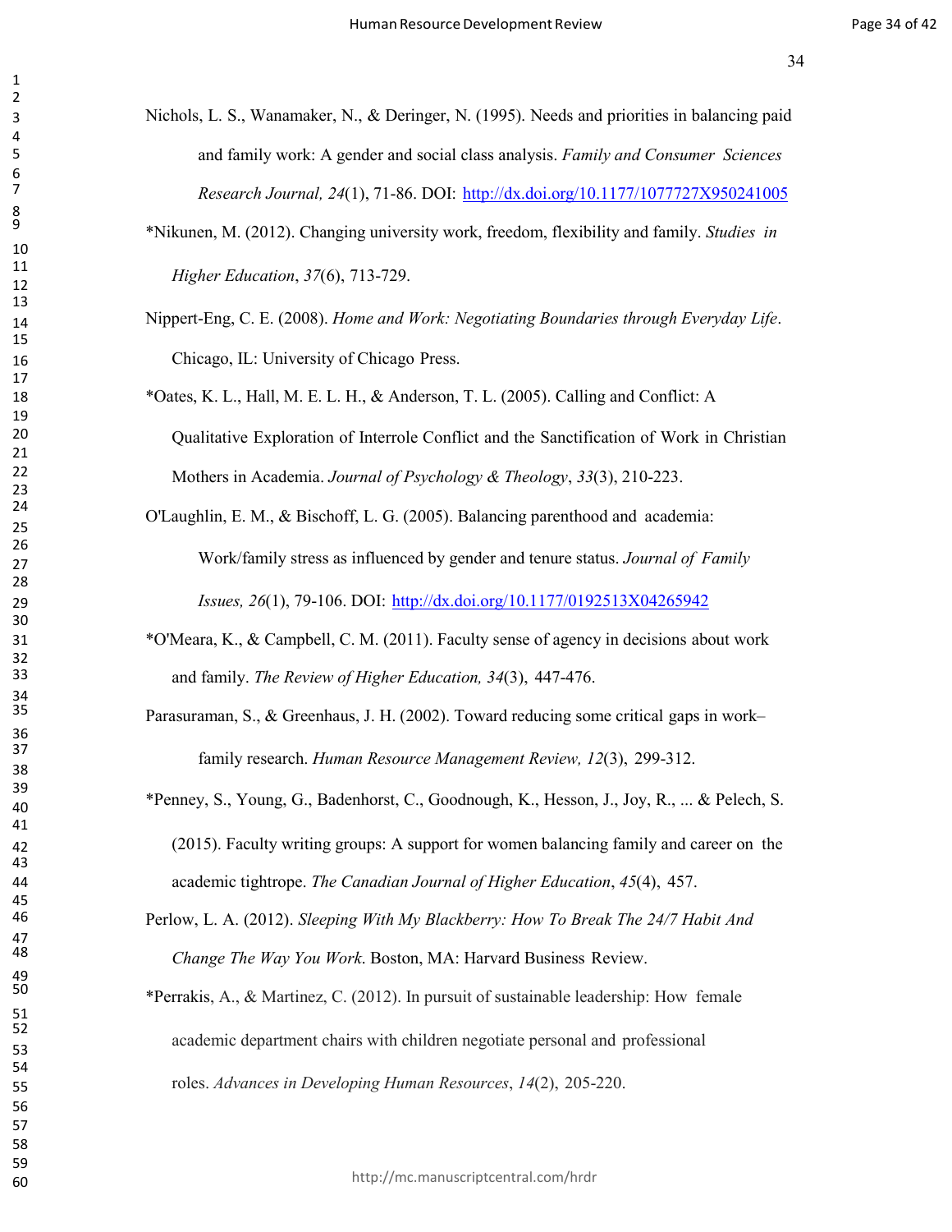Nichols, L. S., Wanamaker, N., & Deringer, N. (1995). Needs and priorities in balancing paid and family work: A gender and social class analysis. *Family and Consumer Sciences Research Journal, 24*(1), 71-86. DOI: http://dx.doi.org/10.1177/1077727X950241005

*Nikunen, M. (2012). Changing university work, freedom, flexibility and family. *Studies in Higher Education*, *37*(6), 713-729.

Nippert-Eng, C. E. (2008). *Home and Work: Negotiating Boundaries through Everyday Life*. Chicago, IL: University of Chicago Press.

*Oates, K. L., Hall, M. E. L. H., & Anderson, T. L. (2005). Calling and Conflict: A Qualitative Exploration of Interrole Conflict and the Sanctification of Work in Christian Mothers in Academia. *Journal of Psychology & Theology*, *33*(3), 210-223.

O'Laughlin, E. M., & Bischoff, L. G. (2005). Balancing parenthood and academia: Work/family stress as influenced by gender and tenure status. *Journal of Family Issues, 26*(1), 79-106. DOI: http://dx.doi.org/10.1177/0192513X04265942

*O'Meara, K., & Campbell, C. M. (2011). Faculty sense of agency in decisions about work and family. *The Review of Higher Education, 34*(3), 447-476.

Parasuraman, S., & Greenhaus, J. H. (2002). Toward reducing some critical gaps in work–family research. *Human Resource Management Review, 12*(3), 299-312.

*Penney, S., Young, G., Badenhorst, C., Goodnough, K., Hesson, J., Joy, R., ... & Pelech, S. (2015). Faculty writing groups: A support for women balancing family and career on the academic tightrope. *The Canadian Journal of Higher Education*, *45*(4), 457.

Perlow, L. A. (2012). *Sleeping With My Blackberry: How To Break The 24/7 Habit And Change The Way You Work*. Boston, MA: Harvard Business Review.

*Perrakis, A., & Martinez, C. (2012). In pursuit of sustainable leadership: How female academic department chairs with children negotiate personal and professional roles. *Advances in Developing Human Resources*, *14*(2), 205-220.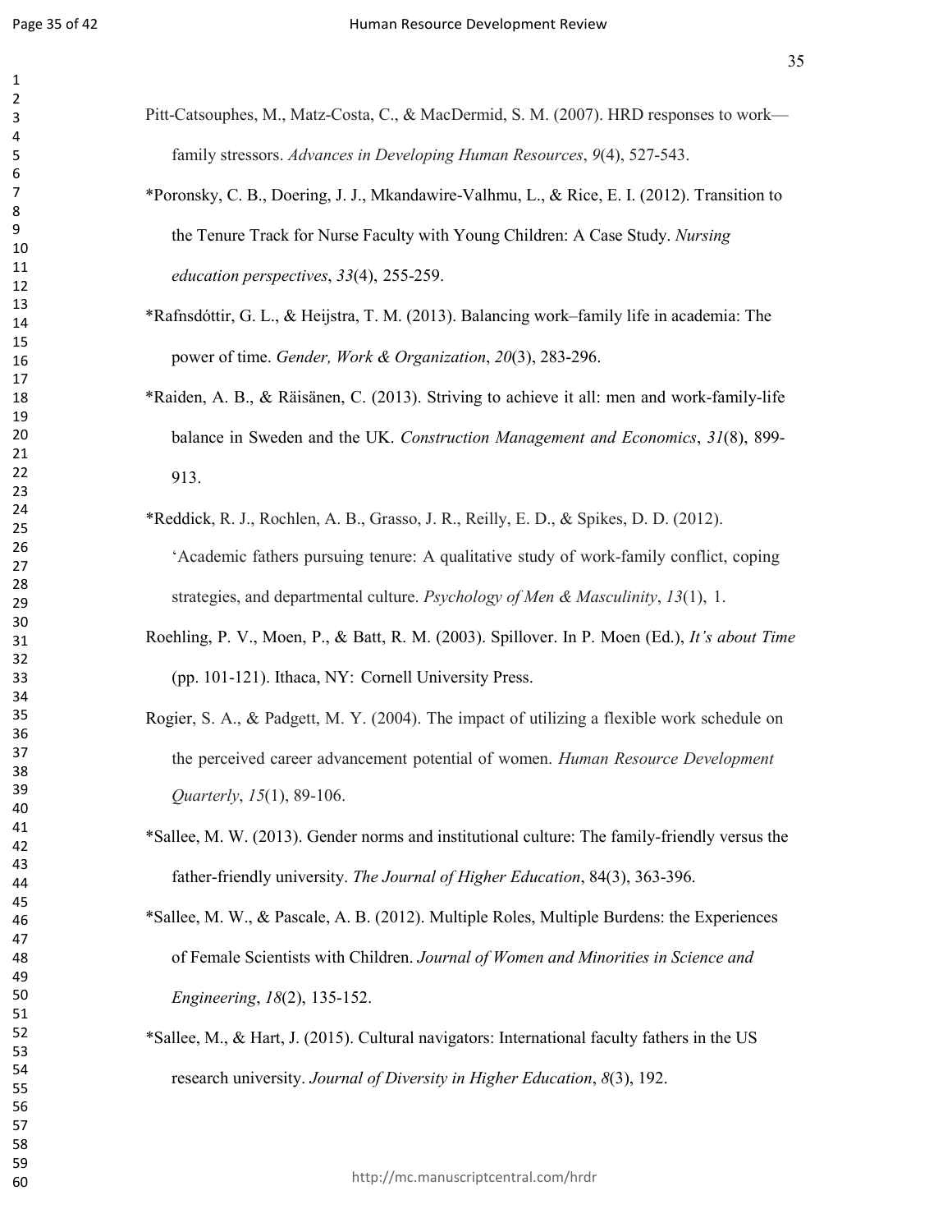Pitt-Catsouphes, M., Matz-Costa, C., & MacDermid, S. M. (2007). HRD responses to work—family stressors. *Advances in Developing Human Resources*, *9*(4), 527-543.

*Poronsky, C. B., Doering, J. J., Mkandawire-Valhmu, L., & Rice, E. I. (2012). Transition to the Tenure Track for Nurse Faculty with Young Children: A Case Study. *Nursing education perspectives*, *33*(4), 255-259.

*Rafnsdóttir, G. L., & Heijstra, T. M. (2013). Balancing work–family life in academia: The power of time. *Gender, Work & Organization*, *20*(3), 283-296.

*Raiden, A. B., & Räisänen, C. (2013). Striving to achieve it all: men and work-family-life balance in Sweden and the UK. *Construction Management and Economics*, *31*(8), 899-913.

*Reddick, R. J., Rochlen, A. B., Grasso, J. R., Reilly, E. D., & Spikes, D. D. (2012). 'Academic fathers pursuing tenure: A qualitative study of work-family conflict, coping strategies, and departmental culture. *Psychology of Men & Masculinity*, *13*(1), 1.

Roehling, P. V., Moen, P., & Batt, R. M. (2003). Spillover. In P. Moen (Ed.), *It's about Time* (pp. 101-121). Ithaca, NY: Cornell University Press.

Rogier, S. A., & Padgett, M. Y. (2004). The impact of utilizing a flexible work schedule on the perceived career advancement potential of women. *Human Resource Development Quarterly*, *15*(1), 89-106.

*Sallee, M. W. (2013). Gender norms and institutional culture: The family-friendly versus the father-friendly university. *The Journal of Higher Education*, 84(3), 363-396.

*Sallee, M. W., & Pascale, A. B. (2012). Multiple Roles, Multiple Burdens: the Experiences of Female Scientists with Children. *Journal of Women and Minorities in Science and Engineering*, *18*(2), 135-152.

*Sallee, M., & Hart, J. (2015). Cultural navigators: International faculty fathers in the US research university. *Journal of Diversity in Higher Education*, *8*(3), 192.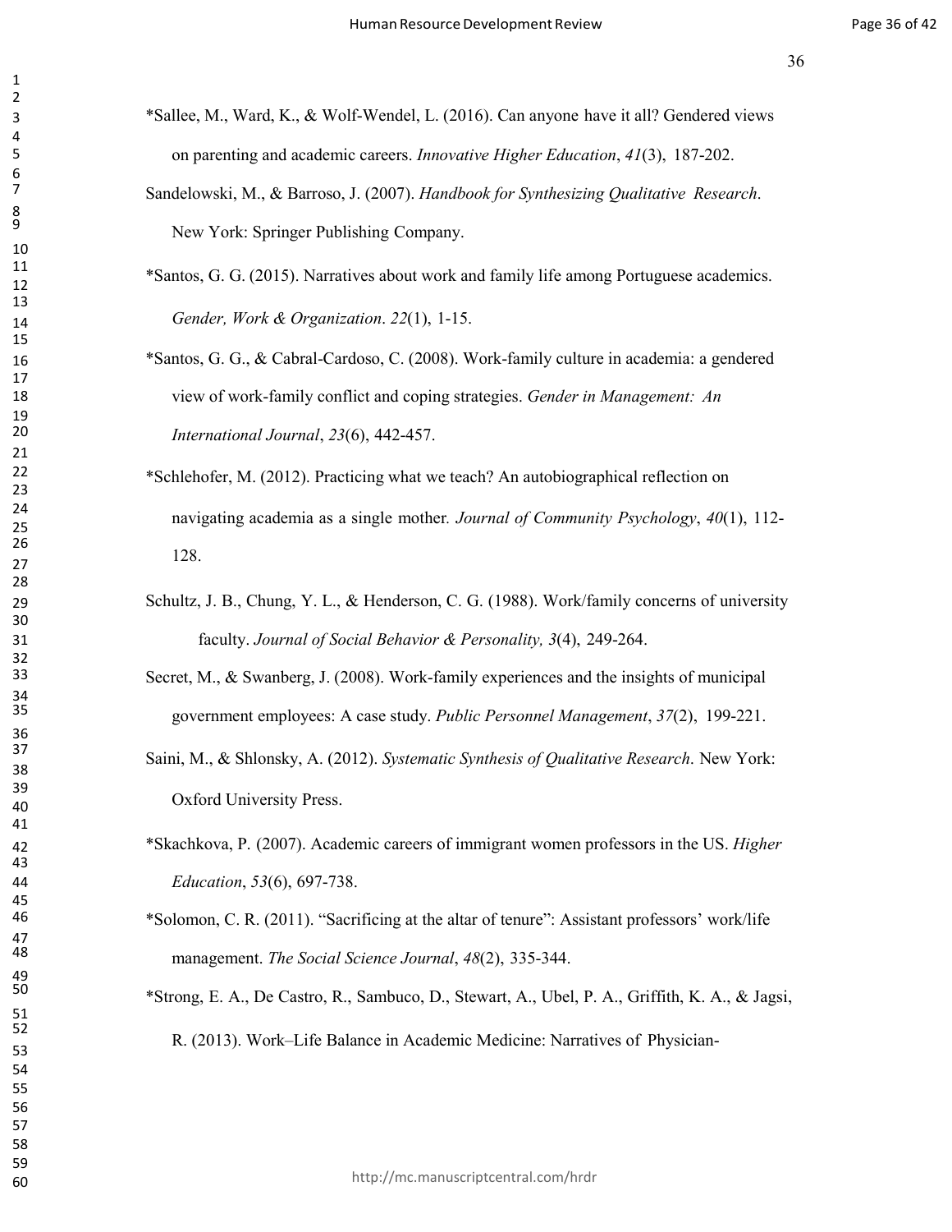*Sallee, M., Ward, K., & Wolf-Wendel, L. (2016). Can anyone have it all? Gendered views on parenting and academic careers. *Innovative Higher Education*, *41*(3), 187-202.

Sandelowski, M., & Barroso, J. (2007). *Handbook for Synthesizing Qualitative Research*. New York: Springer Publishing Company.

*Santos, G. G. (2015). Narratives about work and family life among Portuguese academics. *Gender, Work & Organization*. *22*(1), 1-15.

*Santos, G. G., & Cabral-Cardoso, C. (2008). Work-family culture in academia: a gendered view of work-family conflict and coping strategies. *Gender in Management: An International Journal*, *23*(6), 442-457.

*Schlehofer, M. (2012). Practicing what we teach? An autobiographical reflection on navigating academia as a single mother. *Journal of Community Psychology*, *40*(1), 112-128.

Schultz, J. B., Chung, Y. L., & Henderson, C. G. (1988). Work/family concerns of university faculty. *Journal of Social Behavior & Personality, 3*(4), 249-264.

Secret, M., & Swanberg, J. (2008). Work-family experiences and the insights of municipal government employees: A case study. *Public Personnel Management*, *37*(2), 199-221.

Saini, M., & Shlonsky, A. (2012). *Systematic Synthesis of Qualitative Research*. New York: Oxford University Press.

*Skachkova, P. (2007). Academic careers of immigrant women professors in the US. *Higher Education*, *53*(6), 697-738.

*Solomon, C. R. (2011). "Sacrificing at the altar of tenure": Assistant professors' work/life management. *The Social Science Journal*, *48*(2), 335-344.

*Strong, E. A., De Castro, R., Sambuco, D., Stewart, A., Ubel, P. A., Griffith, K. A., & Jagsi, R. (2013). Work–Life Balance in Academic Medicine: Narratives of Physician-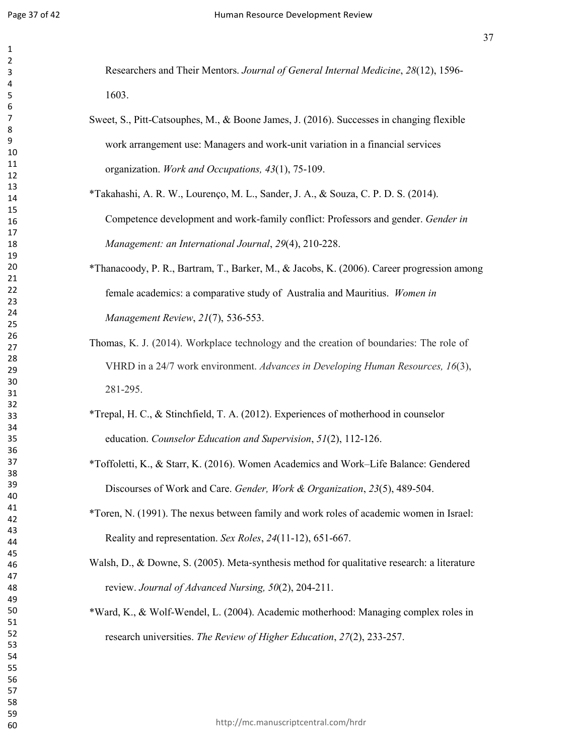Researchers and Their Mentors. *Journal of General Internal Medicine*, *28*(12), 1596-1603.

Sweet, S., Pitt-Catsouphes, M., & Boone James, J. (2016). Successes in changing flexible work arrangement use: Managers and work-unit variation in a financial services organization. *Work and Occupations, 43*(1), 75-109.

*Takahashi, A. R. W., Lourenço, M. L., Sander, J. A., & Souza, C. P. D. S. (2014). Competence development and work-family conflict: Professors and gender. *Gender in Management: an International Journal*, *29*(4), 210-228.

*Thanacoody, P. R., Bartram, T., Barker, M., & Jacobs, K. (2006). Career progression among female academics: a comparative study of Australia and Mauritius. *Women in Management Review*, *21*(7), 536-553.

Thomas, K. J. (2014). Workplace technology and the creation of boundaries: The role of VHRD in a 24/7 work environment. *Advances in Developing Human Resources, 16*(3), 281-295.

*Trepal, H. C., & Stinchfield, T. A. (2012). Experiences of motherhood in counselor education. *Counselor Education and Supervision*, *51*(2), 112-126.

*Toffoletti, K., & Starr, K. (2016). Women Academics and Work–Life Balance: Gendered Discourses of Work and Care. *Gender, Work & Organization*, *23*(5), 489-504.

*Toren, N. (1991). The nexus between family and work roles of academic women in Israel: Reality and representation. *Sex Roles*, *24*(11-12), 651-667.

Walsh, D., & Downe, S. (2005). Meta-synthesis method for qualitative research: a literature review. *Journal of Advanced Nursing, 50*(2), 204-211.

*Ward, K., & Wolf-Wendel, L. (2004). Academic motherhood: Managing complex roles in research universities. *The Review of Higher Education*, *27*(2), 233-257.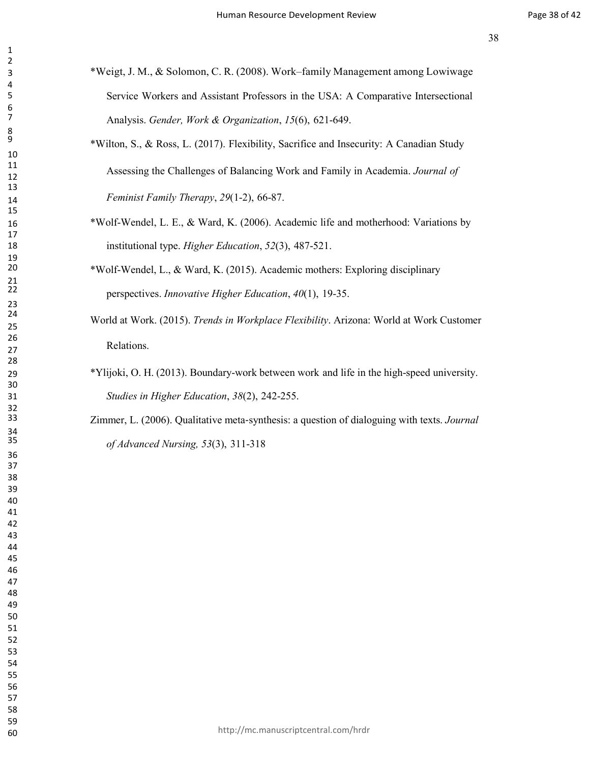*Weigt, J. M., & Solomon, C. R. (2008). Work–family Management among Lowiwage Service Workers and Assistant Professors in the USA: A Comparative Intersectional Analysis. *Gender, Work & Organization*, *15*(6), 621-649.

*Wilton, S., & Ross, L. (2017). Flexibility, Sacrifice and Insecurity: A Canadian Study Assessing the Challenges of Balancing Work and Family in Academia. *Journal of Feminist Family Therapy*, *29*(1-2), 66-87.

*Wolf-Wendel, L. E., & Ward, K. (2006). Academic life and motherhood: Variations by institutional type. *Higher Education*, *52*(3), 487-521.

*Wolf-Wendel, L., & Ward, K. (2015). Academic mothers: Exploring disciplinary perspectives. *Innovative Higher Education*, *40*(1), 19-35.

World at Work. (2015). *Trends in Workplace Flexibility*. Arizona: World at Work Customer Relations.

*Ylijoki, O. H. (2013). Boundary-work between work and life in the high-speed university. *Studies in Higher Education*, *38*(2), 242-255.

Zimmer, L. (2006). Qualitative meta-synthesis: a question of dialoguing with texts. *Journal of Advanced Nursing, 53*(3), 311-318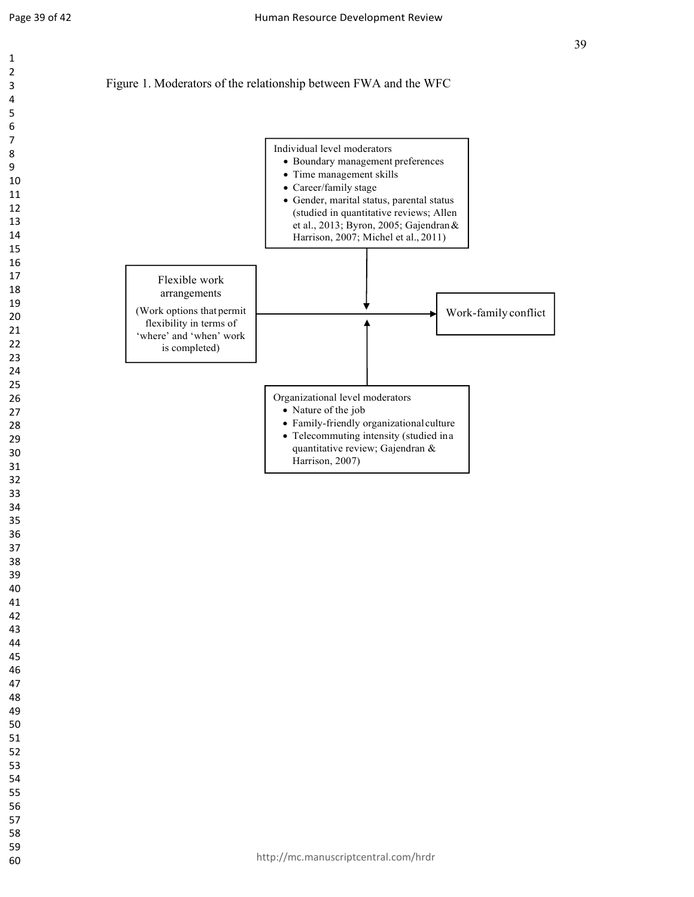Figure 1. Moderators of the relationship between FWA and the WFC

Individual level moderators

- Boundary management preferences
- Time management skills
- Career/family stage
- Gender, marital status, parental status (studied in quantitative reviews; Allen et al., 2013; Byron, 2005; Gajendran & Harrison, 2007; Michel et al., 2011)

Flexible work arrangements

(Work options that permit flexibility in terms of 'where' and 'when' work is completed)

Work-family conflict

Organizational level moderators

- Nature of the job
- Family-friendly organizational culture
- Telecommuting intensity (studied in a quantitative review; Gajendran & Harrison, 2007)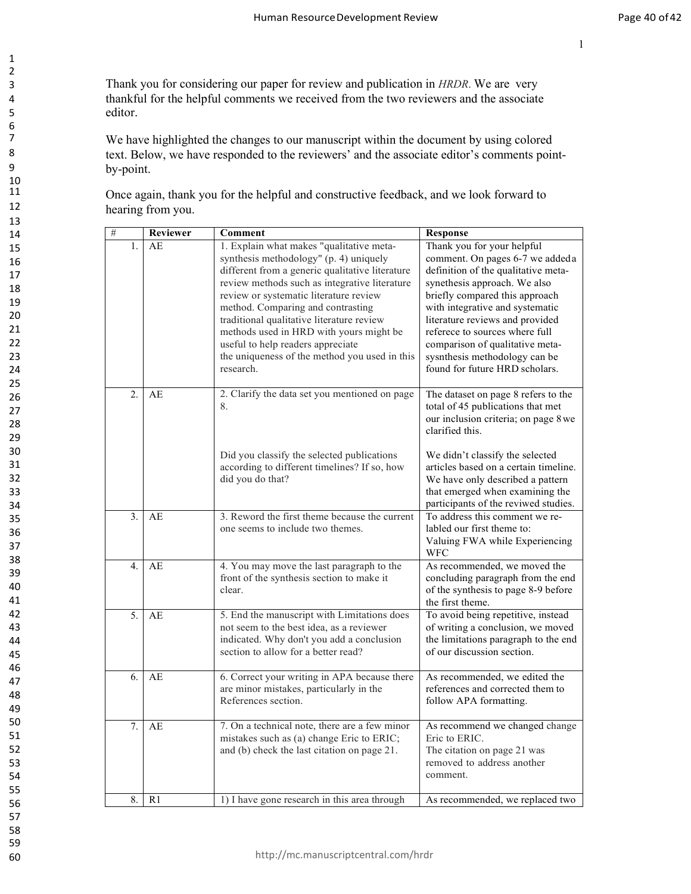Thank you for considering our paper for review and publication in *HRDR.* We are very thankful for the helpful comments we received from the two reviewers and the associate editor.

We have highlighted the changes to our manuscript within the document by using colored text. Below, we have responded to the reviewers' and the associate editor's comments point-by-point.

Once again, thank you for the helpful and constructive feedback, and we look forward to hearing from you.

| # | Reviewer | Comment | Response |
|---|---|---|---|
| 1. | AE | 1. Explain what makes "qualitative meta-synthesis methodology" (p. 4) uniquely different from a generic qualitative literature review methods such as integrative literature review or systematic literature review method. Comparing and contrasting traditional qualitative literature review methods used in HRD with yours might be useful to help readers appreciate the uniqueness of the method you used in this research. | Thank you for your helpful comment. On pages 6-7 we added a definition of the qualitative meta-synethesis approach. We also briefly compared this approach with integrative and systematic literature reviews and provided referece to sources where full comparison of qualitative meta-sysnthesis methodology can be found for future HRD scholars. |
| 2. | AE | 2. Clarify the data set you mentioned on page 8.<br><br>Did you classify the selected publications according to different timelines? If so, how did you do that? | The dataset on page 8 refers to the total of 45 publications that met our inclusion criteria; on page 8 we clarified this.<br><br>We didn't classify the selected articles based on a certain timeline. We have only described a pattern that emerged when examining the participants of the reviwed studies. |
| 3. | AE | 3. Reword the first theme because the current one seems to include two themes. | To address this comment we re-labled our first theme to: Valuing FWA while Experiencing WFC |
| 4. | AE | 4. You may move the last paragraph to the front of the synthesis section to make it clear. | As recommended, we moved the concluding paragraph from the end of the synthesis to page 8-9 before the first theme. |
| 5. | AE | 5. End the manuscript with Limitations does not seem to the best idea, as a reviewer indicated. Why don't you add a conclusion section to allow for a better read? | To avoid being repetitive, instead of writing a conclusion, we moved the limitations paragraph to the end of our discussion section. |
| 6. | AE | 6. Correct your writing in APA because there are minor mistakes, particularly in the References section. | As recommended, we edited the references and corrected them to follow APA formatting. |
| 7. | AE | 7. On a technical note, there are a few minor mistakes such as (a) change Eric to ERIC; and (b) check the last citation on page 21. | As recommend we changed change Eric to ERIC.<br>The citation on page 21 was removed to address another comment. |
| 8. | R1 | 1) I have gone research in this area through | As recommended, we replaced two |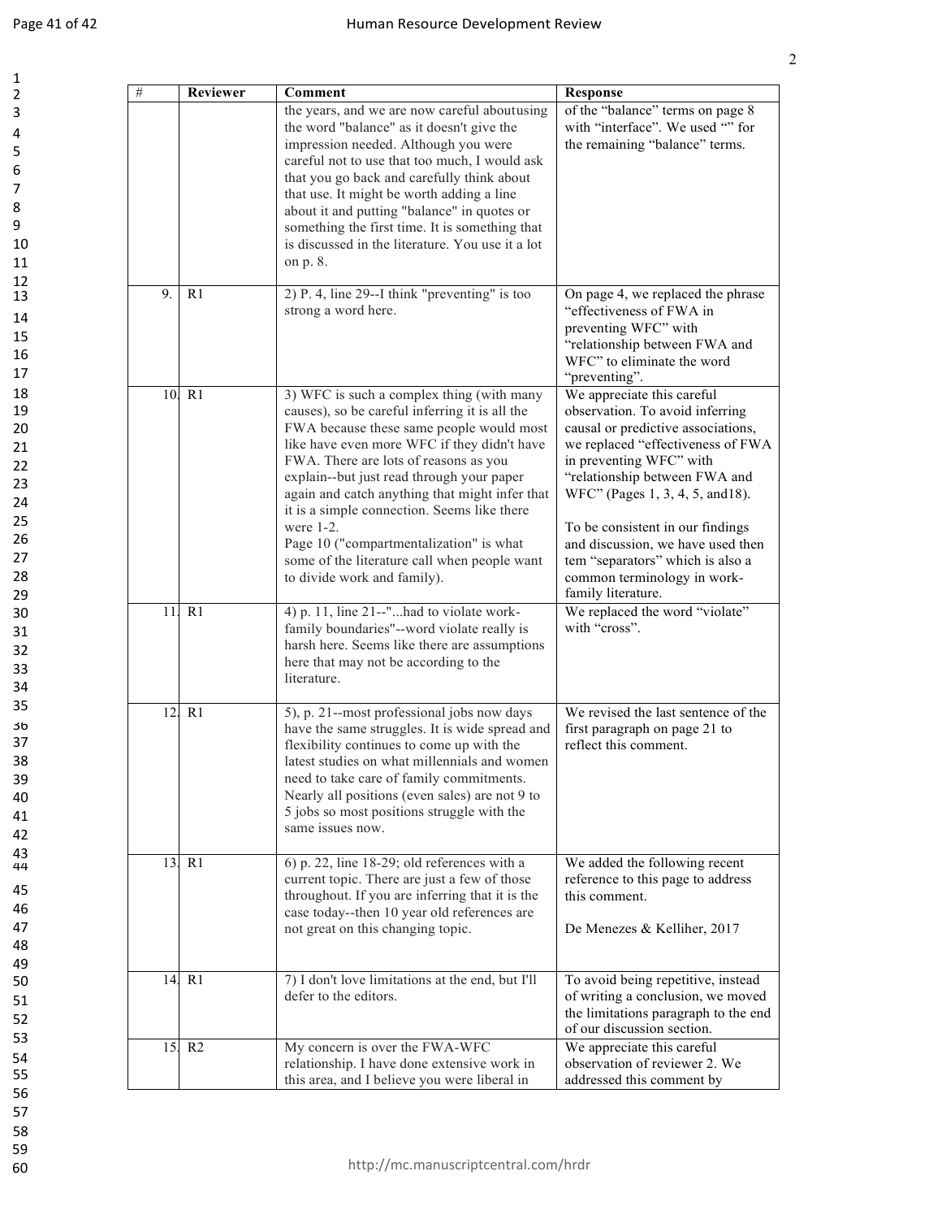| # | Reviewer | Comment | Response |
|---|---|---|---|
| | | the years, and we are now careful aboutusing the word "balance" as it doesn't give the impression needed. Although you were careful not to use that too much, I would ask that you go back and carefully think about that use. It might be worth adding a line about it and putting "balance" in quotes or something the first time. It is something that is discussed in the literature. You use it a lot on p. 8. | of the "balance" terms on page 8 with "interface". We used "" for the remaining "balance" terms. |
| 9. | R1 | 2) P. 4, line 29--I think "preventing" is too strong a word here. | On page 4, we replaced the phrase "effectiveness of FWA in preventing WFC" with "relationship between FWA and WFC" to eliminate the word "preventing". |
| 10. | R1 | 3) WFC is such a complex thing (with many causes), so be careful inferring it is all the FWA because these same people would most like have even more WFC if they didn't have FWA. There are lots of reasons as you explain--but just read through your paper again and catch anything that might infer that it is a simple connection. Seems like there were 1-2. Page 10 ("compartmentalization" is what some of the literature call when people want to divide work and family). | We appreciate this careful observation. To avoid inferring causal or predictive associations, we replaced "effectiveness of FWA in preventing WFC" with "relationship between FWA and WFC" (Pages 1, 3, 4, 5, and18). To be consistent in our findings and discussion, we have used then tem "separators" which is also a common terminology in work-family literature. |
| 11. | R1 | 4) p. 11, line 21--"...had to violate work-family boundaries"--word violate really is harsh here. Seems like there are assumptions here that may not be according to the literature. | We replaced the word "violate" with "cross". |
| 12. | R1 | 5), p. 21--most professional jobs now days have the same struggles. It is wide spread and flexibility continues to come up with the latest studies on what millennials and women need to take care of family commitments. Nearly all positions (even sales) are not 9 to 5 jobs so most positions struggle with the same issues now. | We revised the last sentence of the first paragraph on page 21 to reflect this comment. |
| 13. | R1 | 6) p. 22, line 18-29; old references with a current topic. There are just a few of those throughout. If you are inferring that it is the case today--then 10 year old references are not great on this changing topic. | We added the following recent reference to this page to address this comment. De Menezes & Kelliher, 2017 |
| 14. | R1 | 7) I don't love limitations at the end, but I'll defer to the editors. | To avoid being repetitive, instead of writing a conclusion, we moved the limitations paragraph to the end of our discussion section. |
| 15. | R2 | My concern is over the FWA-WFC relationship. I have done extensive work in this area, and I believe you were liberal in | We appreciate this careful observation of reviewer 2. We addressed this comment by |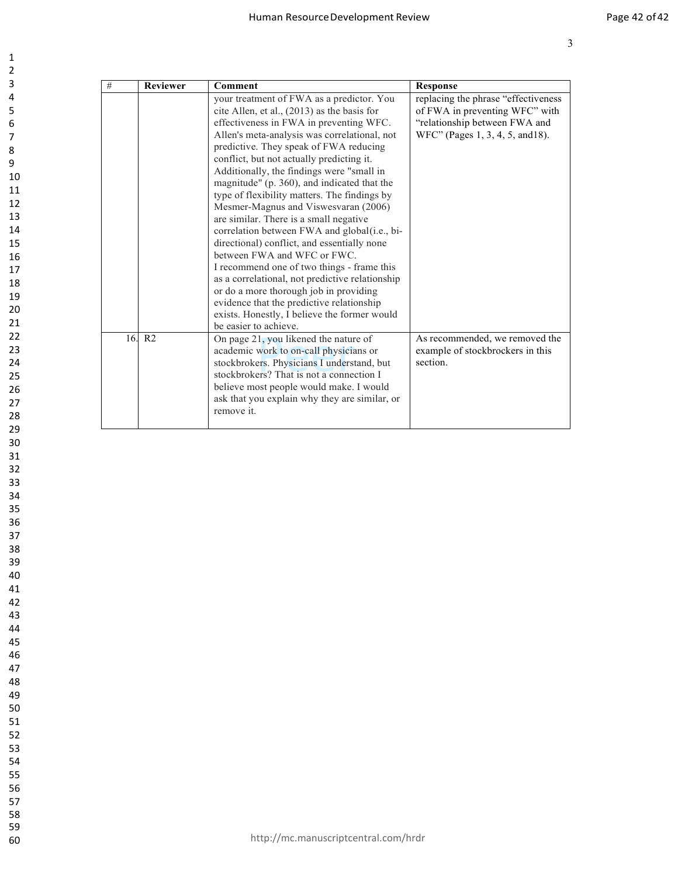| # | Reviewer | Comment | Response |
|---|---|---|---|
| | | your treatment of FWA as a predictor. You cite Allen, et al., (2013) as the basis for effectiveness in FWA in preventing WFC. Allen's meta-analysis was correlational, not predictive. They speak of FWA reducing conflict, but not actually predicting it. Additionally, the findings were "small in magnitude" (p. 360), and indicated that the type of flexibility matters. The findings by Mesmer-Magnus and Viswesvaran (2006) are similar. There is a small negative correlation between FWA and global(i.e., bi-directional) conflict, and essentially none between FWA and WFC or FWC. I recommend one of two things - frame this as a correlational, not predictive relationship or do a more thorough job in providing evidence that the predictive relationship exists. Honestly, I believe the former would be easier to achieve. | replacing the phrase "effectiveness of FWA in preventing WFC" with "relationship between FWA and WFC" (Pages 1, 3, 4, 5, and18). |
| 16. | R2 | On page 21, you likened the nature of academic work to on-call physicians or stockbrokers. Physicians I understand, but stockbrokers? That is not a connection I believe most people would make. I would ask that you explain why they are similar, or remove it. | As recommended, we removed the example of stockbrockers in this section. |